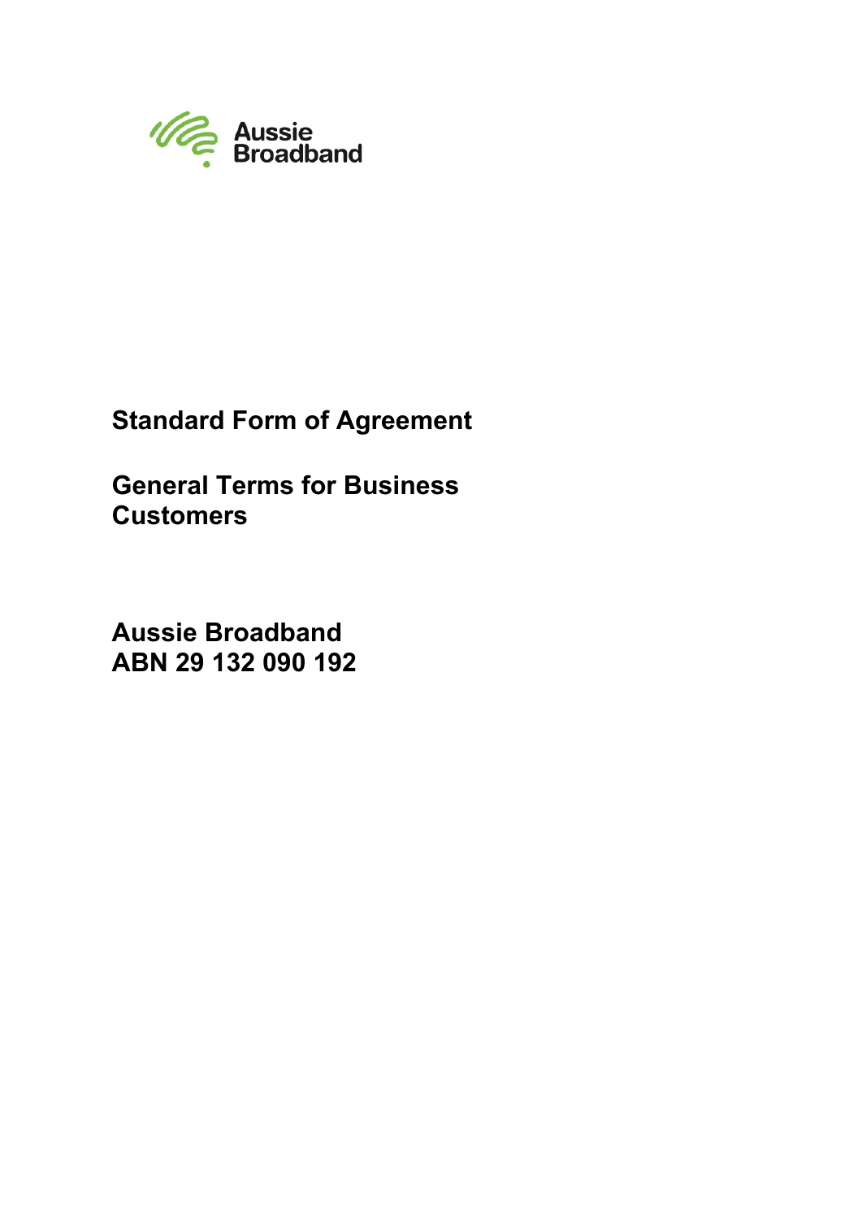Aussie Broadband

# Standard Form of Agreement

# General Terms for Business Customers

**Aussie Broadband**
**ABN 29 132 090 192**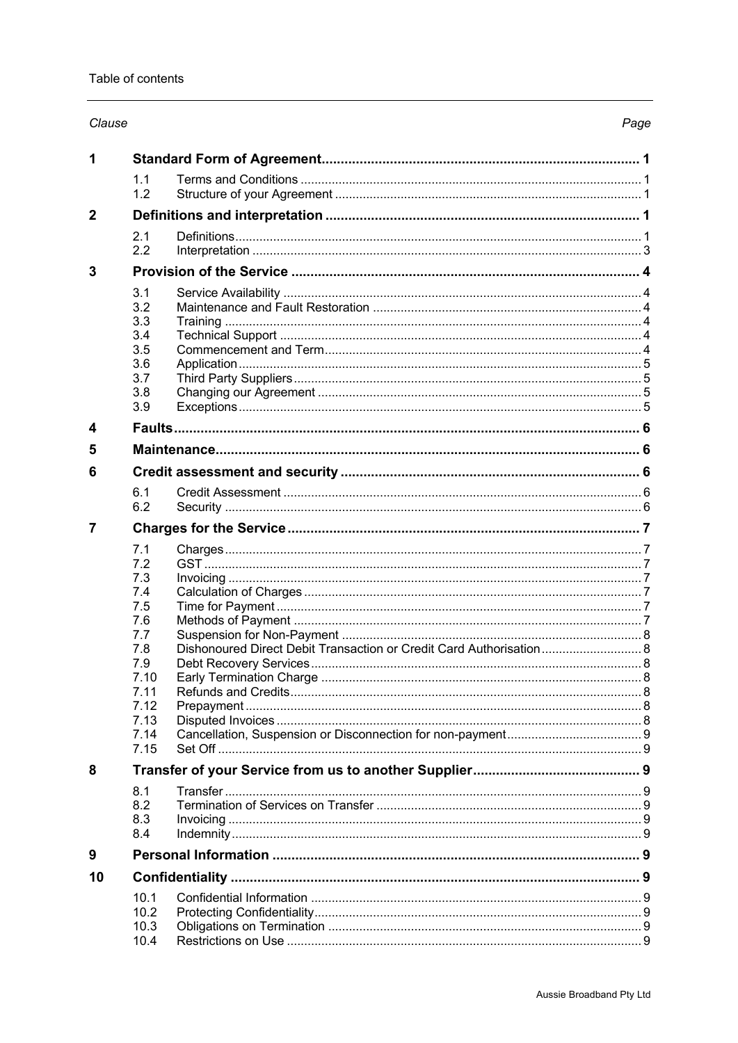Table of contents

| Clause | | | Page |
|---|---|---|---|
| **1** | **Standard Form of Agreement** | | **1** |
| | 1.1 | Terms and Conditions | 1 |
| | 1.2 | Structure of your Agreement | 1 |
| **2** | **Definitions and interpretation** | | **1** |
| | 2.1 | Definitions | 1 |
| | 2.2 | Interpretation | 3 |
| **3** | **Provision of the Service** | | **4** |
| | 3.1 | Service Availability | 4 |
| | 3.2 | Maintenance and Fault Restoration | 4 |
| | 3.3 | Training | 4 |
| | 3.4 | Technical Support | 4 |
| | 3.5 | Commencement and Term | 4 |
| | 3.6 | Application | 5 |
| | 3.7 | Third Party Suppliers | 5 |
| | 3.8 | Changing our Agreement | 5 |
| | 3.9 | Exceptions | 5 |
| **4** | **Faults** | | **6** |
| **5** | **Maintenance** | | **6** |
| **6** | **Credit assessment and security** | | **6** |
| | 6.1 | Credit Assessment | 6 |
| | 6.2 | Security | 6 |
| **7** | **Charges for the Service** | | **7** |
| | 7.1 | Charges | 7 |
| | 7.2 | GST | 7 |
| | 7.3 | Invoicing | 7 |
| | 7.4 | Calculation of Charges | 7 |
| | 7.5 | Time for Payment | 7 |
| | 7.6 | Methods of Payment | 7 |
| | 7.7 | Suspension for Non-Payment | 8 |
| | 7.8 | Dishonoured Direct Debit Transaction or Credit Card Authorisation | 8 |
| | 7.9 | Debt Recovery Services | 8 |
| | 7.10 | Early Termination Charge | 8 |
| | 7.11 | Refunds and Credits | 8 |
| | 7.12 | Prepayment | 8 |
| | 7.13 | Disputed Invoices | 8 |
| | 7.14 | Cancellation, Suspension or Disconnection for non-payment | 9 |
| | 7.15 | Set Off | 9 |
| **8** | **Transfer of your Service from us to another Supplier** | | **9** |
| | 8.1 | Transfer | 9 |
| | 8.2 | Termination of Services on Transfer | 9 |
| | 8.3 | Invoicing | 9 |
| | 8.4 | Indemnity | 9 |
| **9** | **Personal Information** | | **9** |
| **10** | **Confidentiality** | | **9** |
| | 10.1 | Confidential Information | 9 |
| | 10.2 | Protecting Confidentiality | 9 |
| | 10.3 | Obligations on Termination | 9 |
| | 10.4 | Restrictions on Use | 9 |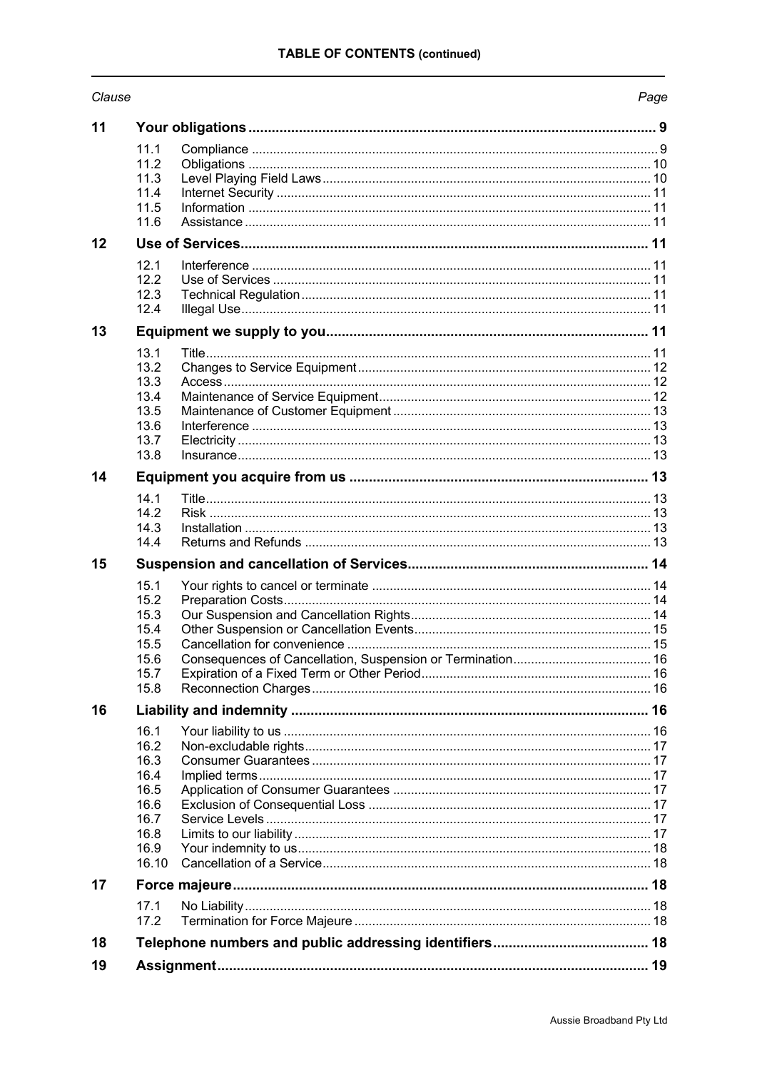**TABLE OF CONTENTS (continued)**

| Clause | | | Page |
|---|---|---|---|
| **11** | **Your obligations** | | **9** |
| | 11.1 | Compliance | 9 |
| | 11.2 | Obligations | 10 |
| | 11.3 | Level Playing Field Laws | 10 |
| | 11.4 | Internet Security | 11 |
| | 11.5 | Information | 11 |
| | 11.6 | Assistance | 11 |
| **12** | **Use of Services** | | **11** |
| | 12.1 | Interference | 11 |
| | 12.2 | Use of Services | 11 |
| | 12.3 | Technical Regulation | 11 |
| | 12.4 | Illegal Use | 11 |
| **13** | **Equipment we supply to you** | | **11** |
| | 13.1 | Title | 11 |
| | 13.2 | Changes to Service Equipment | 12 |
| | 13.3 | Access | 12 |
| | 13.4 | Maintenance of Service Equipment | 12 |
| | 13.5 | Maintenance of Customer Equipment | 13 |
| | 13.6 | Interference | 13 |
| | 13.7 | Electricity | 13 |
| | 13.8 | Insurance | 13 |
| **14** | **Equipment you acquire from us** | | **13** |
| | 14.1 | Title | 13 |
| | 14.2 | Risk | 13 |
| | 14.3 | Installation | 13 |
| | 14.4 | Returns and Refunds | 13 |
| **15** | **Suspension and cancellation of Services** | | **14** |
| | 15.1 | Your rights to cancel or terminate | 14 |
| | 15.2 | Preparation Costs | 14 |
| | 15.3 | Our Suspension and Cancellation Rights | 14 |
| | 15.4 | Other Suspension or Cancellation Events | 15 |
| | 15.5 | Cancellation for convenience | 15 |
| | 15.6 | Consequences of Cancellation, Suspension or Termination | 16 |
| | 15.7 | Expiration of a Fixed Term or Other Period | 16 |
| | 15.8 | Reconnection Charges | 16 |
| **16** | **Liability and indemnity** | | **16** |
| | 16.1 | Your liability to us | 16 |
| | 16.2 | Non-excludable rights | 17 |
| | 16.3 | Consumer Guarantees | 17 |
| | 16.4 | Implied terms | 17 |
| | 16.5 | Application of Consumer Guarantees | 17 |
| | 16.6 | Exclusion of Consequential Loss | 17 |
| | 16.7 | Service Levels | 17 |
| | 16.8 | Limits to our liability | 17 |
| | 16.9 | Your indemnity to us | 18 |
| | 16.10 | Cancellation of a Service | 18 |
| **17** | **Force majeure** | | **18** |
| | 17.1 | No Liability | 18 |
| | 17.2 | Termination for Force Majeure | 18 |
| **18** | **Telephone numbers and public addressing identifiers** | | **18** |
| **19** | **Assignment** | | **19** |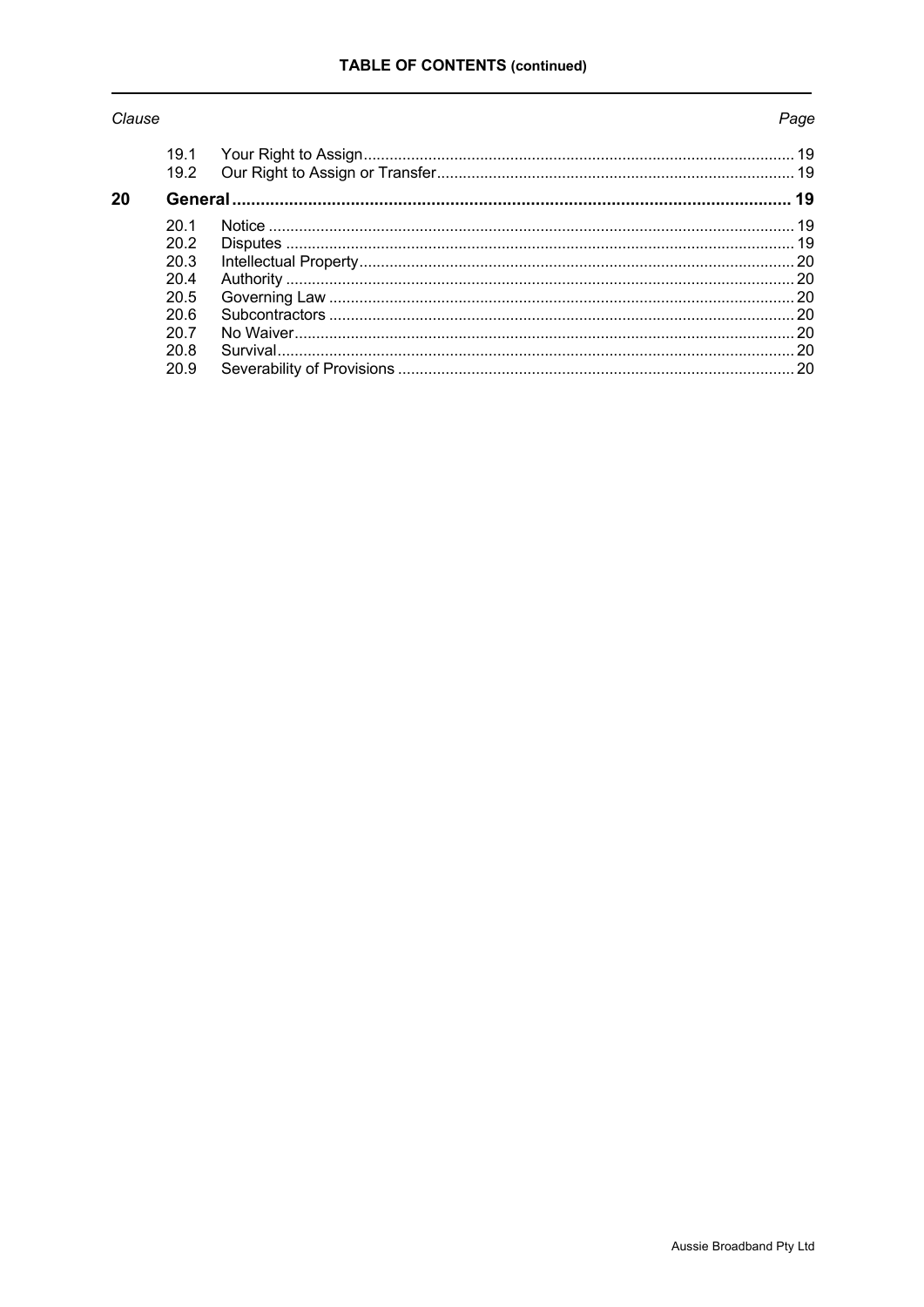**TABLE OF CONTENTS (continued)**

| Clause | | | Page |
|---|---|---|---|
| | 19.1 | Your Right to Assign | 19 |
| | 19.2 | Our Right to Assign or Transfer | 19 |
| **20** | **General** | | **19** |
| | 20.1 | Notice | 19 |
| | 20.2 | Disputes | 19 |
| | 20.3 | Intellectual Property | 20 |
| | 20.4 | Authority | 20 |
| | 20.5 | Governing Law | 20 |
| | 20.6 | Subcontractors | 20 |
| | 20.7 | No Waiver | 20 |
| | 20.8 | Survival | 20 |
| | 20.9 | Severability of Provisions | 20 |

Aussie Broadband Pty Ltd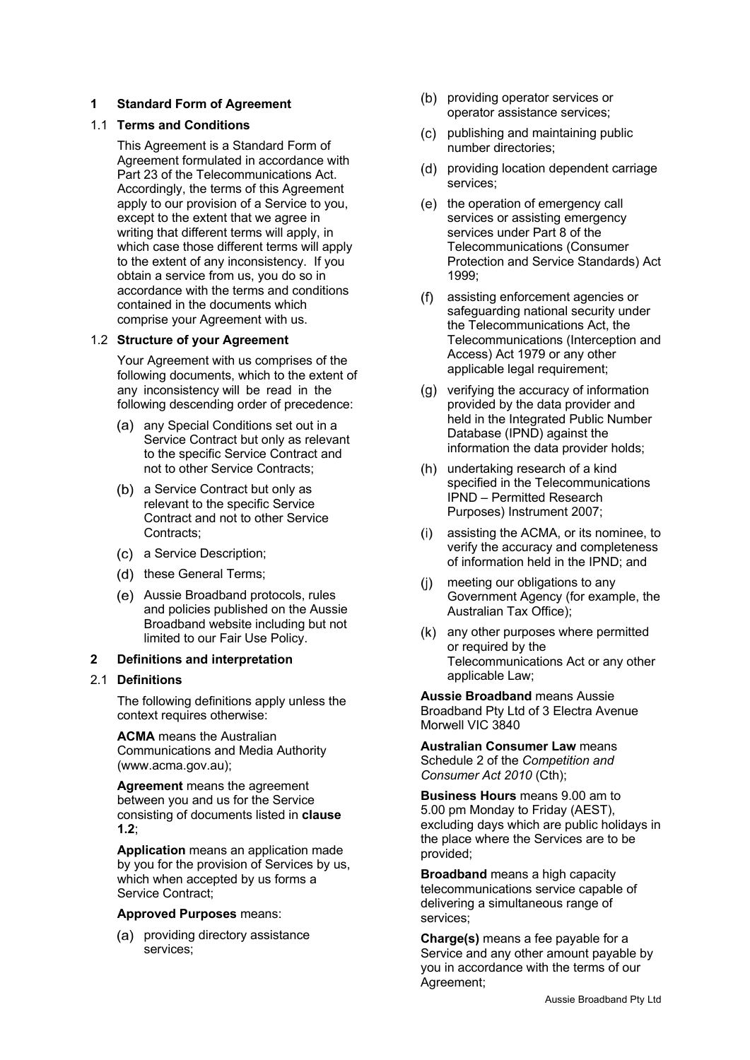## 1 Standard Form of Agreement

### 1.1 Terms and Conditions

This Agreement is a Standard Form of Agreement formulated in accordance with Part 23 of the Telecommunications Act. Accordingly, the terms of this Agreement apply to our provision of a Service to you, except to the extent that we agree in writing that different terms will apply, in which case those different terms will apply to the extent of any inconsistency. If you obtain a service from us, you do so in accordance with the terms and conditions contained in the documents which comprise your Agreement with us.

### 1.2 Structure of your Agreement

Your Agreement with us comprises of the following documents, which to the extent of any inconsistency will be read in the following descending order of precedence:

(a) any Special Conditions set out in a Service Contract but only as relevant to the specific Service Contract and not to other Service Contracts;

(b) a Service Contract but only as relevant to the specific Service Contract and not to other Service Contracts;

(c) a Service Description;

(d) these General Terms;

(e) Aussie Broadband protocols, rules and policies published on the Aussie Broadband website including but not limited to our Fair Use Policy.

## 2 Definitions and interpretation

### 2.1 Definitions

The following definitions apply unless the context requires otherwise:

**ACMA** means the Australian Communications and Media Authority (www.acma.gov.au);

**Agreement** means the agreement between you and us for the Service consisting of documents listed in **clause 1.2**;

**Application** means an application made by you for the provision of Services by us, which when accepted by us forms a Service Contract;

**Approved Purposes** means:

(a) providing directory assistance services;

(b) providing operator services or operator assistance services;

(c) publishing and maintaining public number directories;

(d) providing location dependent carriage services;

(e) the operation of emergency call services or assisting emergency services under Part 8 of the Telecommunications (Consumer Protection and Service Standards) Act 1999;

(f) assisting enforcement agencies or safeguarding national security under the Telecommunications Act, the Telecommunications (Interception and Access) Act 1979 or any other applicable legal requirement;

(g) verifying the accuracy of information provided by the data provider and held in the Integrated Public Number Database (IPND) against the information the data provider holds;

(h) undertaking research of a kind specified in the Telecommunications IPND – Permitted Research Purposes) Instrument 2007;

(i) assisting the ACMA, or its nominee, to verify the accuracy and completeness of information held in the IPND; and

(j) meeting our obligations to any Government Agency (for example, the Australian Tax Office);

(k) any other purposes where permitted or required by the Telecommunications Act or any other applicable Law;

**Aussie Broadband** means Aussie Broadband Pty Ltd of 3 Electra Avenue Morwell VIC 3840

**Australian Consumer Law** means Schedule 2 of the *Competition and Consumer Act 2010* (Cth);

**Business Hours** means 9.00 am to 5.00 pm Monday to Friday (AEST), excluding days which are public holidays in the place where the Services are to be provided;

**Broadband** means a high capacity telecommunications service capable of delivering a simultaneous range of services;

**Charge(s)** means a fee payable for a Service and any other amount payable by you in accordance with the terms of our Agreement;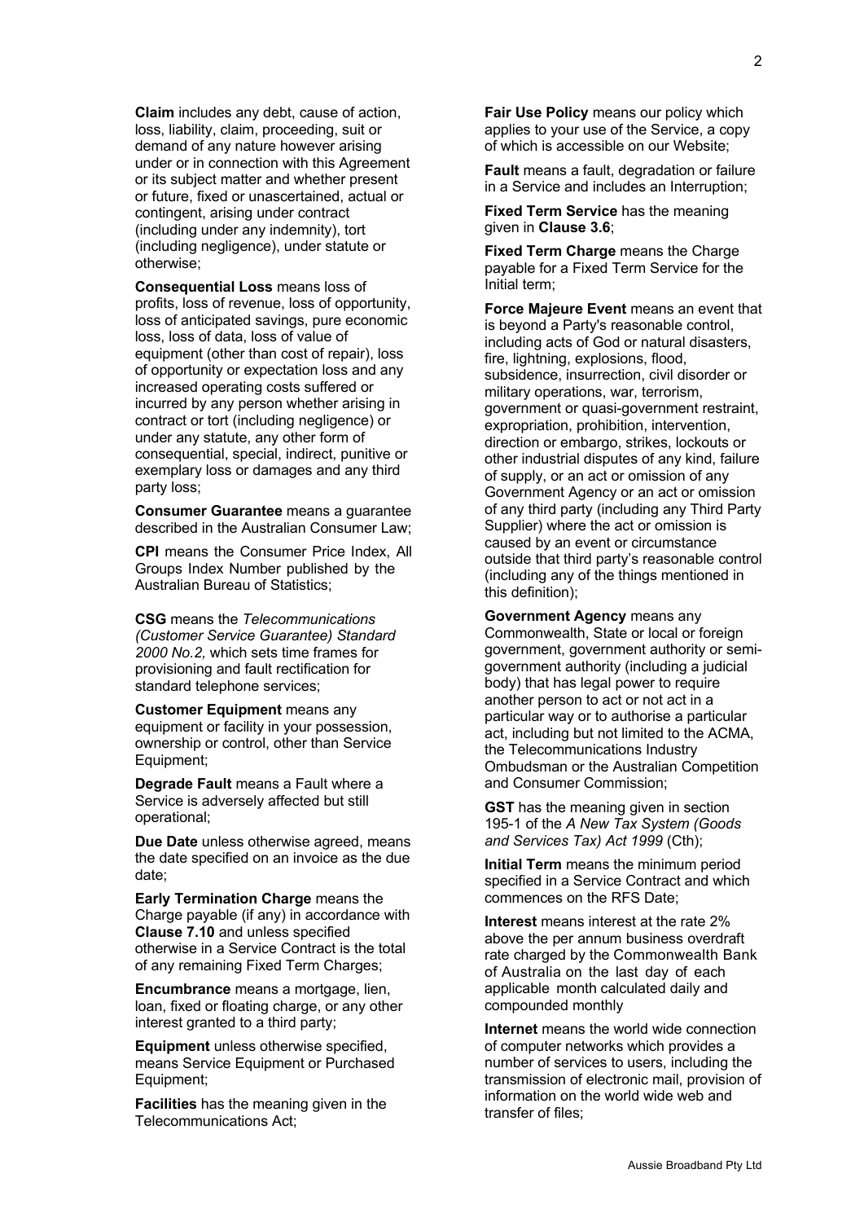**Claim** includes any debt, cause of action, loss, liability, claim, proceeding, suit or demand of any nature however arising under or in connection with this Agreement or its subject matter and whether present or future, fixed or unascertained, actual or contingent, arising under contract (including under any indemnity), tort (including negligence), under statute or otherwise;

**Consequential Loss** means loss of profits, loss of revenue, loss of opportunity, loss of anticipated savings, pure economic loss, loss of data, loss of value of equipment (other than cost of repair), loss of opportunity or expectation loss and any increased operating costs suffered or incurred by any person whether arising in contract or tort (including negligence) or under any statute, any other form of consequential, special, indirect, punitive or exemplary loss or damages and any third party loss;

**Consumer Guarantee** means a guarantee described in the Australian Consumer Law;

**CPI** means the Consumer Price Index, All Groups Index Number published by the Australian Bureau of Statistics;

**CSG** means the *Telecommunications (Customer Service Guarantee) Standard 2000 No.2,* which sets time frames for provisioning and fault rectification for standard telephone services;

**Customer Equipment** means any equipment or facility in your possession, ownership or control, other than Service Equipment;

**Degrade Fault** means a Fault where a Service is adversely affected but still operational;

**Due Date** unless otherwise agreed, means the date specified on an invoice as the due date;

**Early Termination Charge** means the Charge payable (if any) in accordance with **Clause 7.10** and unless specified otherwise in a Service Contract is the total of any remaining Fixed Term Charges;

**Encumbrance** means a mortgage, lien, loan, fixed or floating charge, or any other interest granted to a third party;

**Equipment** unless otherwise specified, means Service Equipment or Purchased Equipment;

**Facilities** has the meaning given in the Telecommunications Act;

**Fair Use Policy** means our policy which applies to your use of the Service, a copy of which is accessible on our Website;

**Fault** means a fault, degradation or failure in a Service and includes an Interruption;

**Fixed Term Service** has the meaning given in **Clause 3.6**;

**Fixed Term Charge** means the Charge payable for a Fixed Term Service for the Initial term;

**Force Majeure Event** means an event that is beyond a Party's reasonable control, including acts of God or natural disasters, fire, lightning, explosions, flood, subsidence, insurrection, civil disorder or military operations, war, terrorism, government or quasi-government restraint, expropriation, prohibition, intervention, direction or embargo, strikes, lockouts or other industrial disputes of any kind, failure of supply, or an act or omission of any Government Agency or an act or omission of any third party (including any Third Party Supplier) where the act or omission is caused by an event or circumstance outside that third party's reasonable control (including any of the things mentioned in this definition);

**Government Agency** means any Commonwealth, State or local or foreign government, government authority or semi-government authority (including a judicial body) that has legal power to require another person to act or not act in a particular way or to authorise a particular act, including but not limited to the ACMA, the Telecommunications Industry Ombudsman or the Australian Competition and Consumer Commission;

**GST** has the meaning given in section 195-1 of the *A New Tax System (Goods and Services Tax) Act 1999* (Cth);

**Initial Term** means the minimum period specified in a Service Contract and which commences on the RFS Date;

**Interest** means interest at the rate 2% above the per annum business overdraft rate charged by the Commonwealth Bank of Australia on the last day of each applicable month calculated daily and compounded monthly

**Internet** means the world wide connection of computer networks which provides a number of services to users, including the transmission of electronic mail, provision of information on the world wide web and transfer of files;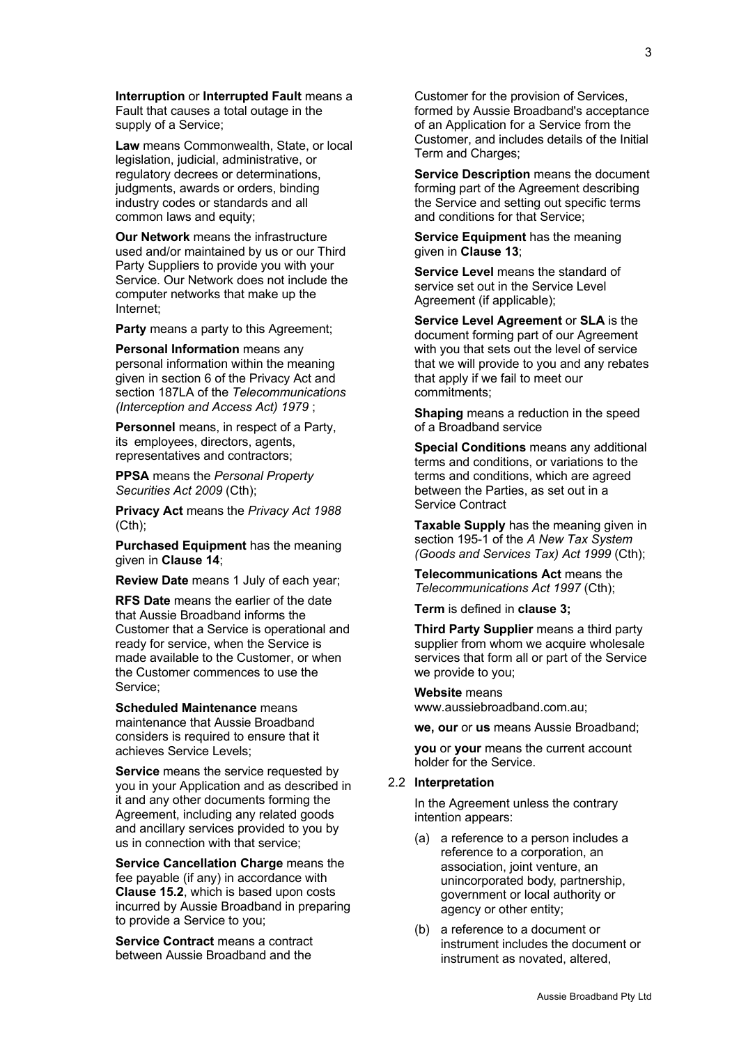**Interruption** or **Interrupted Fault** means a Fault that causes a total outage in the supply of a Service;

**Law** means Commonwealth, State, or local legislation, judicial, administrative, or regulatory decrees or determinations, judgments, awards or orders, binding industry codes or standards and all common laws and equity;

**Our Network** means the infrastructure used and/or maintained by us or our Third Party Suppliers to provide you with your Service. Our Network does not include the computer networks that make up the Internet;

**Party** means a party to this Agreement;

**Personal Information** means any personal information within the meaning given in section 6 of the Privacy Act and section 187LA of the *Telecommunications (Interception and Access Act) 1979* ;

**Personnel** means, in respect of a Party, its employees, directors, agents, representatives and contractors;

**PPSA** means the *Personal Property Securities Act 2009* (Cth);

**Privacy Act** means the *Privacy Act 1988* (Cth);

**Purchased Equipment** has the meaning given in **Clause 14**;

**Review Date** means 1 July of each year;

**RFS Date** means the earlier of the date that Aussie Broadband informs the Customer that a Service is operational and ready for service, when the Service is made available to the Customer, or when the Customer commences to use the Service;

**Scheduled Maintenance** means maintenance that Aussie Broadband considers is required to ensure that it achieves Service Levels;

**Service** means the service requested by you in your Application and as described in it and any other documents forming the Agreement, including any related goods and ancillary services provided to you by us in connection with that service;

**Service Cancellation Charge** means the fee payable (if any) in accordance with **Clause 15.2**, which is based upon costs incurred by Aussie Broadband in preparing to provide a Service to you;

**Service Contract** means a contract between Aussie Broadband and the Customer for the provision of Services, formed by Aussie Broadband's acceptance of an Application for a Service from the Customer, and includes details of the Initial Term and Charges;

**Service Description** means the document forming part of the Agreement describing the Service and setting out specific terms and conditions for that Service;

**Service Equipment** has the meaning given in **Clause 13**;

**Service Level** means the standard of service set out in the Service Level Agreement (if applicable);

**Service Level Agreement** or **SLA** is the document forming part of our Agreement with you that sets out the level of service that we will provide to you and any rebates that apply if we fail to meet our commitments;

**Shaping** means a reduction in the speed of a Broadband service

**Special Conditions** means any additional terms and conditions, or variations to the terms and conditions, which are agreed between the Parties, as set out in a Service Contract

**Taxable Supply** has the meaning given in section 195-1 of the *A New Tax System (Goods and Services Tax) Act 1999* (Cth);

**Telecommunications Act** means the *Telecommunications Act 1997* (Cth);

**Term** is defined in **clause 3;**

**Third Party Supplier** means a third party supplier from whom we acquire wholesale services that form all or part of the Service we provide to you;

**Website** means www.aussiebroadband.com.au;

**we, our** or **us** means Aussie Broadband;

**you** or **your** means the current account holder for the Service.

2.2 **Interpretation**

In the Agreement unless the contrary intention appears:

(a) a reference to a person includes a reference to a corporation, an association, joint venture, an unincorporated body, partnership, government or local authority or agency or other entity;

(b) a reference to a document or instrument includes the document or instrument as novated, altered,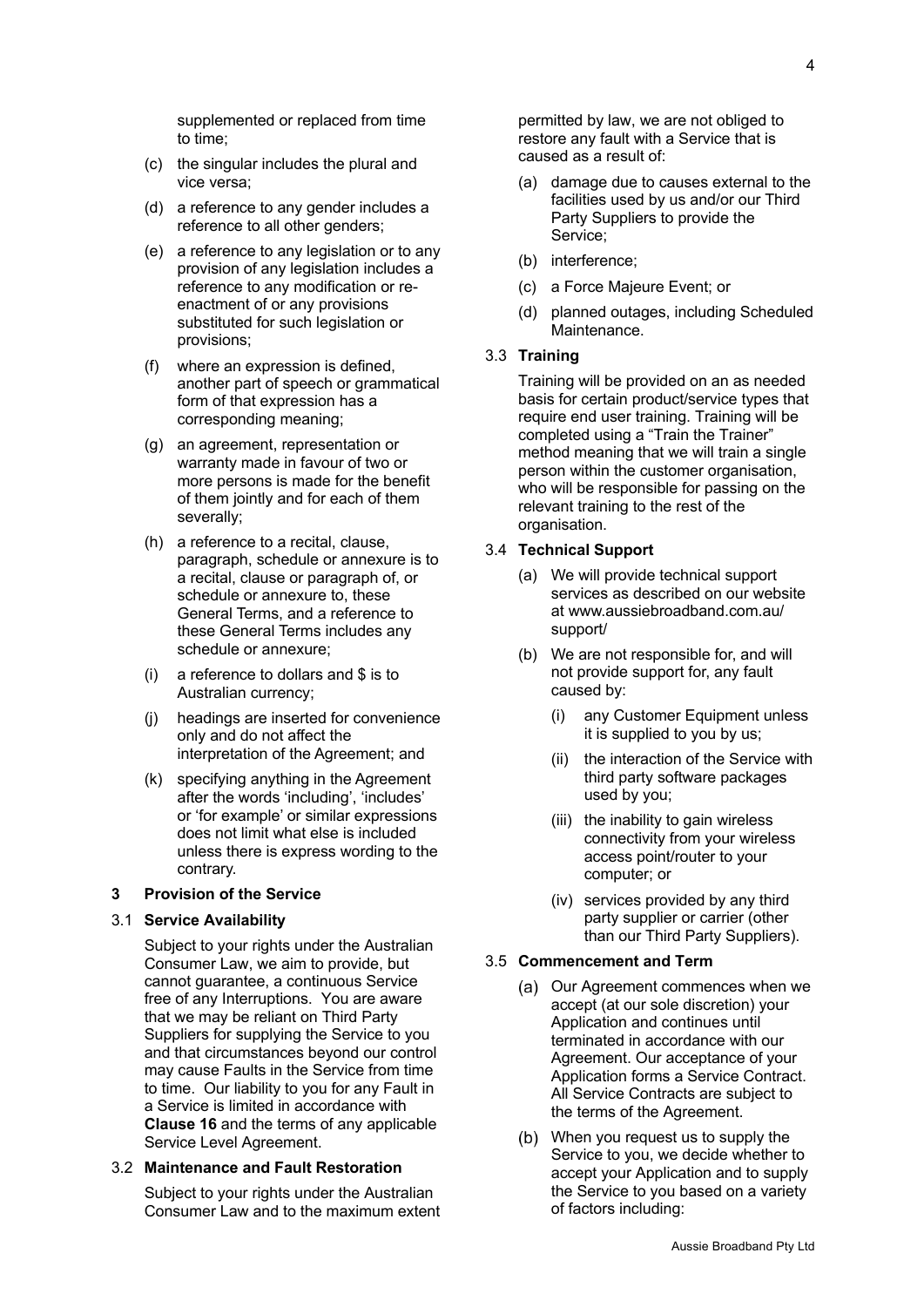supplemented or replaced from time to time;

(c) the singular includes the plural and vice versa;

(d) a reference to any gender includes a reference to all other genders;

(e) a reference to any legislation or to any provision of any legislation includes a reference to any modification or re-enactment of or any provisions substituted for such legislation or provisions;

(f) where an expression is defined, another part of speech or grammatical form of that expression has a corresponding meaning;

(g) an agreement, representation or warranty made in favour of two or more persons is made for the benefit of them jointly and for each of them severally;

(h) a reference to a recital, clause, paragraph, schedule or annexure is to a recital, clause or paragraph of, or schedule or annexure to, these General Terms, and a reference to these General Terms includes any schedule or annexure;

(i) a reference to dollars and $ is to Australian currency;

(j) headings are inserted for convenience only and do not affect the interpretation of the Agreement; and

(k) specifying anything in the Agreement after the words 'including', 'includes' or 'for example' or similar expressions does not limit what else is included unless there is express wording to the contrary.

## 3 Provision of the Service

### 3.1 Service Availability

Subject to your rights under the Australian Consumer Law, we aim to provide, but cannot guarantee, a continuous Service free of any Interruptions. You are aware that we may be reliant on Third Party Suppliers for supplying the Service to you and that circumstances beyond our control may cause Faults in the Service from time to time. Our liability to you for any Fault in a Service is limited in accordance with **Clause 16** and the terms of any applicable Service Level Agreement.

### 3.2 Maintenance and Fault Restoration

Subject to your rights under the Australian Consumer Law and to the maximum extent permitted by law, we are not obliged to restore any fault with a Service that is caused as a result of:

(a) damage due to causes external to the facilities used by us and/or our Third Party Suppliers to provide the Service;

(b) interference;

(c) a Force Majeure Event; or

(d) planned outages, including Scheduled Maintenance.

### 3.3 Training

Training will be provided on an as needed basis for certain product/service types that require end user training. Training will be completed using a "Train the Trainer" method meaning that we will train a single person within the customer organisation, who will be responsible for passing on the relevant training to the rest of the organisation.

### 3.4 Technical Support

(a) We will provide technical support services as described on our website at www.aussiebroadband.com.au/support/

(b) We are not responsible for, and will not provide support for, any fault caused by:

(i) any Customer Equipment unless it is supplied to you by us;

(ii) the interaction of the Service with third party software packages used by you;

(iii) the inability to gain wireless connectivity from your wireless access point/router to your computer; or

(iv) services provided by any third party supplier or carrier (other than our Third Party Suppliers).

### 3.5 Commencement and Term

(a) Our Agreement commences when we accept (at our sole discretion) your Application and continues until terminated in accordance with our Agreement. Our acceptance of your Application forms a Service Contract. All Service Contracts are subject to the terms of the Agreement.

(b) When you request us to supply the Service to you, we decide whether to accept your Application and to supply the Service to you based on a variety of factors including: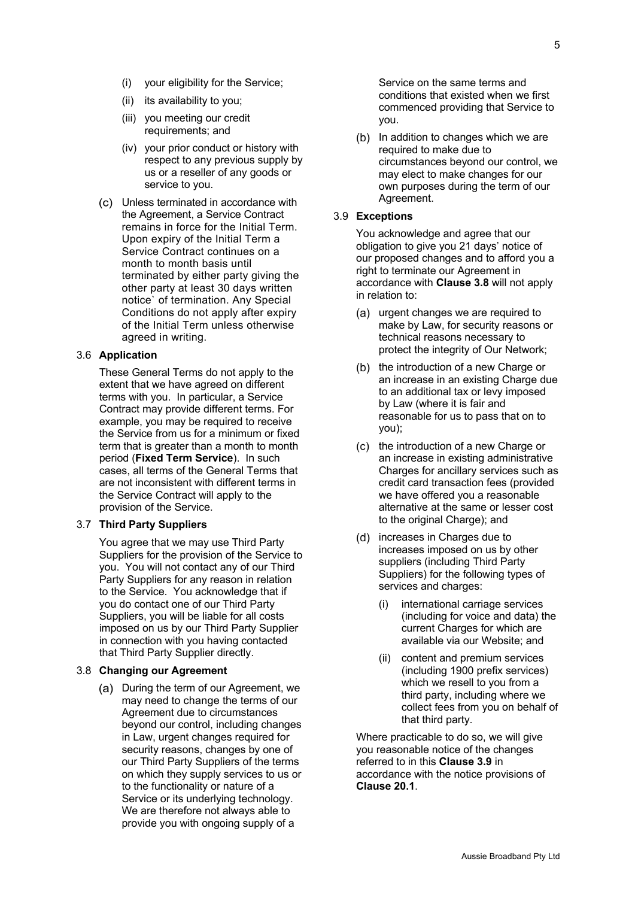- (i) your eligibility for the Service;
- (ii) its availability to you;
- (iii) you meeting our credit requirements; and
- (iv) your prior conduct or history with respect to any previous supply by us or a reseller of any goods or service to you.

(c) Unless terminated in accordance with the Agreement, a Service Contract remains in force for the Initial Term. Upon expiry of the Initial Term a Service Contract continues on a month to month basis until terminated by either party giving the other party at least 30 days written notice` of termination. Any Special Conditions do not apply after expiry of the Initial Term unless otherwise agreed in writing.

### 3.6 Application

These General Terms do not apply to the extent that we have agreed on different terms with you. In particular, a Service Contract may provide different terms. For example, you may be required to receive the Service from us for a minimum or fixed term that is greater than a month to month period (**Fixed Term Service**). In such cases, all terms of the General Terms that are not inconsistent with different terms in the Service Contract will apply to the provision of the Service.

### 3.7 Third Party Suppliers

You agree that we may use Third Party Suppliers for the provision of the Service to you. You will not contact any of our Third Party Suppliers for any reason in relation to the Service. You acknowledge that if you do contact one of our Third Party Suppliers, you will be liable for all costs imposed on us by our Third Party Supplier in connection with you having contacted that Third Party Supplier directly.

### 3.8 Changing our Agreement

(a) During the term of our Agreement, we may need to change the terms of our Agreement due to circumstances beyond our control, including changes in Law, urgent changes required for security reasons, changes by one of our Third Party Suppliers of the terms on which they supply services to us or to the functionality or nature of a Service or its underlying technology. We are therefore not always able to provide you with ongoing supply of a Service on the same terms and conditions that existed when we first commenced providing that Service to you.

(b) In addition to changes which we are required to make due to circumstances beyond our control, we may elect to make changes for our own purposes during the term of our Agreement.

### 3.9 Exceptions

You acknowledge and agree that our obligation to give you 21 days' notice of our proposed changes and to afford you a right to terminate our Agreement in accordance with **Clause 3.8** will not apply in relation to:

(a) urgent changes we are required to make by Law, for security reasons or technical reasons necessary to protect the integrity of Our Network;

(b) the introduction of a new Charge or an increase in an existing Charge due to an additional tax or levy imposed by Law (where it is fair and reasonable for us to pass that on to you);

(c) the introduction of a new Charge or an increase in existing administrative Charges for ancillary services such as credit card transaction fees (provided we have offered you a reasonable alternative at the same or lesser cost to the original Charge); and

(d) increases in Charges due to increases imposed on us by other suppliers (including Third Party Suppliers) for the following types of services and charges:

- (i) international carriage services (including for voice and data) the current Charges for which are available via our Website; and
- (ii) content and premium services (including 1900 prefix services) which we resell to you from a third party, including where we collect fees from you on behalf of that third party.

Where practicable to do so, we will give you reasonable notice of the changes referred to in this **Clause 3.9** in accordance with the notice provisions of **Clause 20.1**.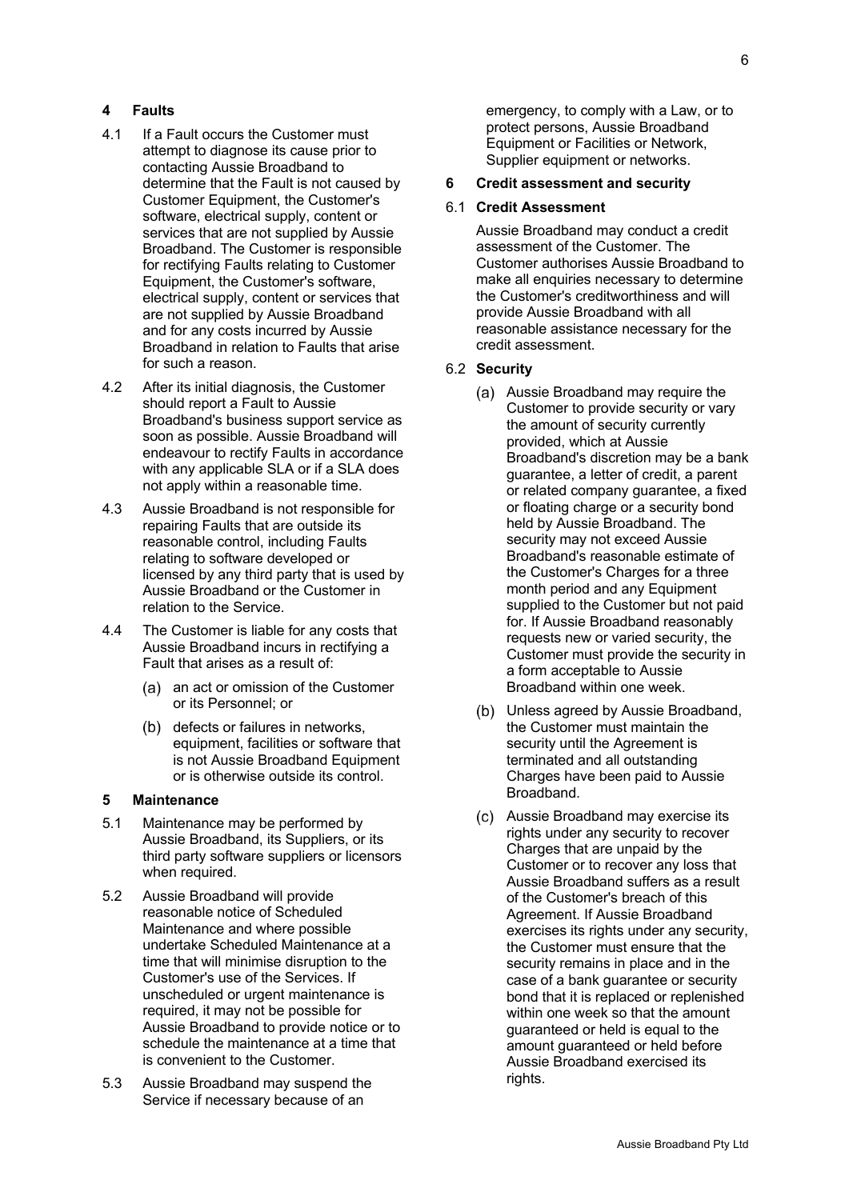## 4 Faults

4.1 If a Fault occurs the Customer must attempt to diagnose its cause prior to contacting Aussie Broadband to determine that the Fault is not caused by Customer Equipment, the Customer's software, electrical supply, content or services that are not supplied by Aussie Broadband. The Customer is responsible for rectifying Faults relating to Customer Equipment, the Customer's software, electrical supply, content or services that are not supplied by Aussie Broadband and for any costs incurred by Aussie Broadband in relation to Faults that arise for such a reason.

4.2 After its initial diagnosis, the Customer should report a Fault to Aussie Broadband's business support service as soon as possible. Aussie Broadband will endeavour to rectify Faults in accordance with any applicable SLA or if a SLA does not apply within a reasonable time.

4.3 Aussie Broadband is not responsible for repairing Faults that are outside its reasonable control, including Faults relating to software developed or licensed by any third party that is used by Aussie Broadband or the Customer in relation to the Service.

4.4 The Customer is liable for any costs that Aussie Broadband incurs in rectifying a Fault that arises as a result of:

(a) an act or omission of the Customer or its Personnel; or

(b) defects or failures in networks, equipment, facilities or software that is not Aussie Broadband Equipment or is otherwise outside its control.

## 5 Maintenance

5.1 Maintenance may be performed by Aussie Broadband, its Suppliers, or its third party software suppliers or licensors when required.

5.2 Aussie Broadband will provide reasonable notice of Scheduled Maintenance and where possible undertake Scheduled Maintenance at a time that will minimise disruption to the Customer's use of the Services. If unscheduled or urgent maintenance is required, it may not be possible for Aussie Broadband to provide notice or to schedule the maintenance at a time that is convenient to the Customer.

5.3 Aussie Broadband may suspend the Service if necessary because of an emergency, to comply with a Law, or to protect persons, Aussie Broadband Equipment or Facilities or Network, Supplier equipment or networks.

## 6 Credit assessment and security

### 6.1 Credit Assessment

Aussie Broadband may conduct a credit assessment of the Customer. The Customer authorises Aussie Broadband to make all enquiries necessary to determine the Customer's creditworthiness and will provide Aussie Broadband with all reasonable assistance necessary for the credit assessment.

### 6.2 Security

(a) Aussie Broadband may require the Customer to provide security or vary the amount of security currently provided, which at Aussie Broadband's discretion may be a bank guarantee, a letter of credit, a parent or related company guarantee, a fixed or floating charge or a security bond held by Aussie Broadband. The security may not exceed Aussie Broadband's reasonable estimate of the Customer's Charges for a three month period and any Equipment supplied to the Customer but not paid for. If Aussie Broadband reasonably requests new or varied security, the Customer must provide the security in a form acceptable to Aussie Broadband within one week.

(b) Unless agreed by Aussie Broadband, the Customer must maintain the security until the Agreement is terminated and all outstanding Charges have been paid to Aussie Broadband.

(c) Aussie Broadband may exercise its rights under any security to recover Charges that are unpaid by the Customer or to recover any loss that Aussie Broadband suffers as a result of the Customer's breach of this Agreement. If Aussie Broadband exercises its rights under any security, the Customer must ensure that the security remains in place and in the case of a bank guarantee or security bond that it is replaced or replenished within one week so that the amount guaranteed or held is equal to the amount guaranteed or held before Aussie Broadband exercised its rights.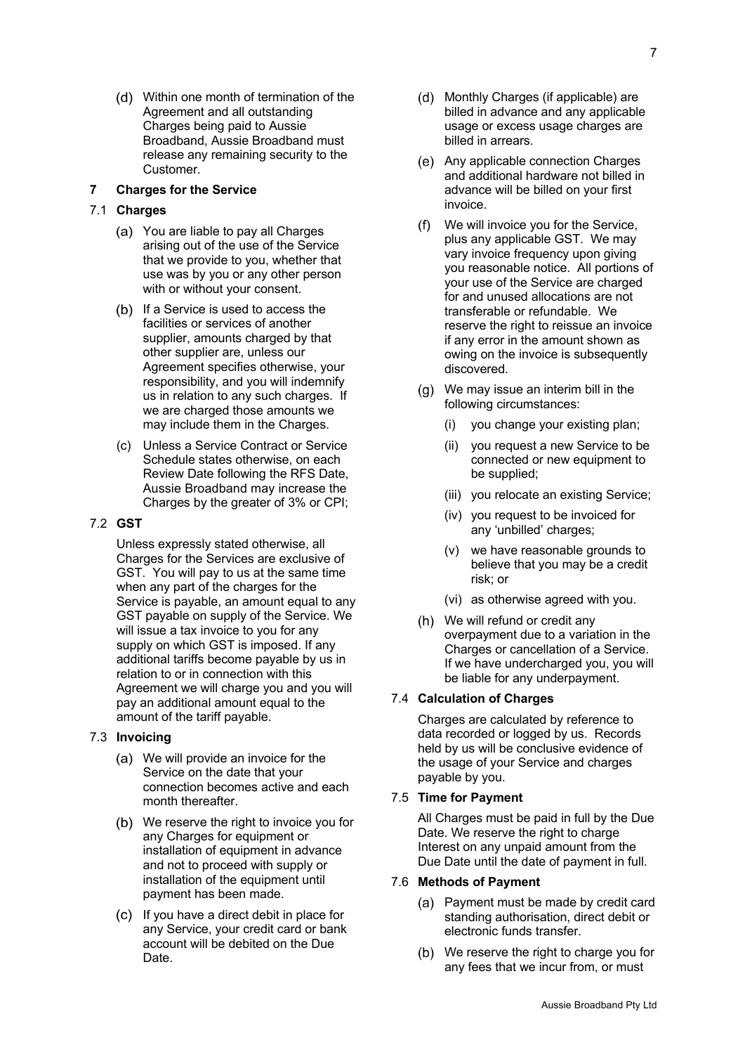(d) Within one month of termination of the Agreement and all outstanding Charges being paid to Aussie Broadband, Aussie Broadband must release any remaining security to the Customer.

## 7 Charges for the Service

### 7.1 Charges

(a) You are liable to pay all Charges arising out of the use of the Service that we provide to you, whether that use was by you or any other person with or without your consent.

(b) If a Service is used to access the facilities or services of another supplier, amounts charged by that other supplier are, unless our Agreement specifies otherwise, your responsibility, and you will indemnify us in relation to any such charges. If we are charged those amounts we may include them in the Charges.

(c) Unless a Service Contract or Service Schedule states otherwise, on each Review Date following the RFS Date, Aussie Broadband may increase the Charges by the greater of 3% or CPI;

### 7.2 GST

Unless expressly stated otherwise, all Charges for the Services are exclusive of GST. You will pay to us at the same time when any part of the charges for the Service is payable, an amount equal to any GST payable on supply of the Service. We will issue a tax invoice to you for any supply on which GST is imposed. If any additional tariffs become payable by us in relation to or in connection with this Agreement we will charge you and you will pay an additional amount equal to the amount of the tariff payable.

### 7.3 Invoicing

(a) We will provide an invoice for the Service on the date that your connection becomes active and each month thereafter.

(b) We reserve the right to invoice you for any Charges for equipment or installation of equipment in advance and not to proceed with supply or installation of the equipment until payment has been made.

(c) If you have a direct debit in place for any Service, your credit card or bank account will be debited on the Due Date.

(d) Monthly Charges (if applicable) are billed in advance and any applicable usage or excess usage charges are billed in arrears.

(e) Any applicable connection Charges and additional hardware not billed in advance will be billed on your first invoice.

(f) We will invoice you for the Service, plus any applicable GST. We may vary invoice frequency upon giving you reasonable notice. All portions of your use of the Service are charged for and unused allocations are not transferable or refundable. We reserve the right to reissue an invoice if any error in the amount shown as owing on the invoice is subsequently discovered.

(g) We may issue an interim bill in the following circumstances:

(i) you change your existing plan;

(ii) you request a new Service to be connected or new equipment to be supplied;

(iii) you relocate an existing Service;

(iv) you request to be invoiced for any 'unbilled' charges;

(v) we have reasonable grounds to believe that you may be a credit risk; or

(vi) as otherwise agreed with you.

(h) We will refund or credit any overpayment due to a variation in the Charges or cancellation of a Service. If we have undercharged you, you will be liable for any underpayment.

### 7.4 Calculation of Charges

Charges are calculated by reference to data recorded or logged by us. Records held by us will be conclusive evidence of the usage of your Service and charges payable by you.

### 7.5 Time for Payment

All Charges must be paid in full by the Due Date. We reserve the right to charge Interest on any unpaid amount from the Due Date until the date of payment in full.

### 7.6 Methods of Payment

(a) Payment must be made by credit card standing authorisation, direct debit or electronic funds transfer.

(b) We reserve the right to charge you for any fees that we incur from, or must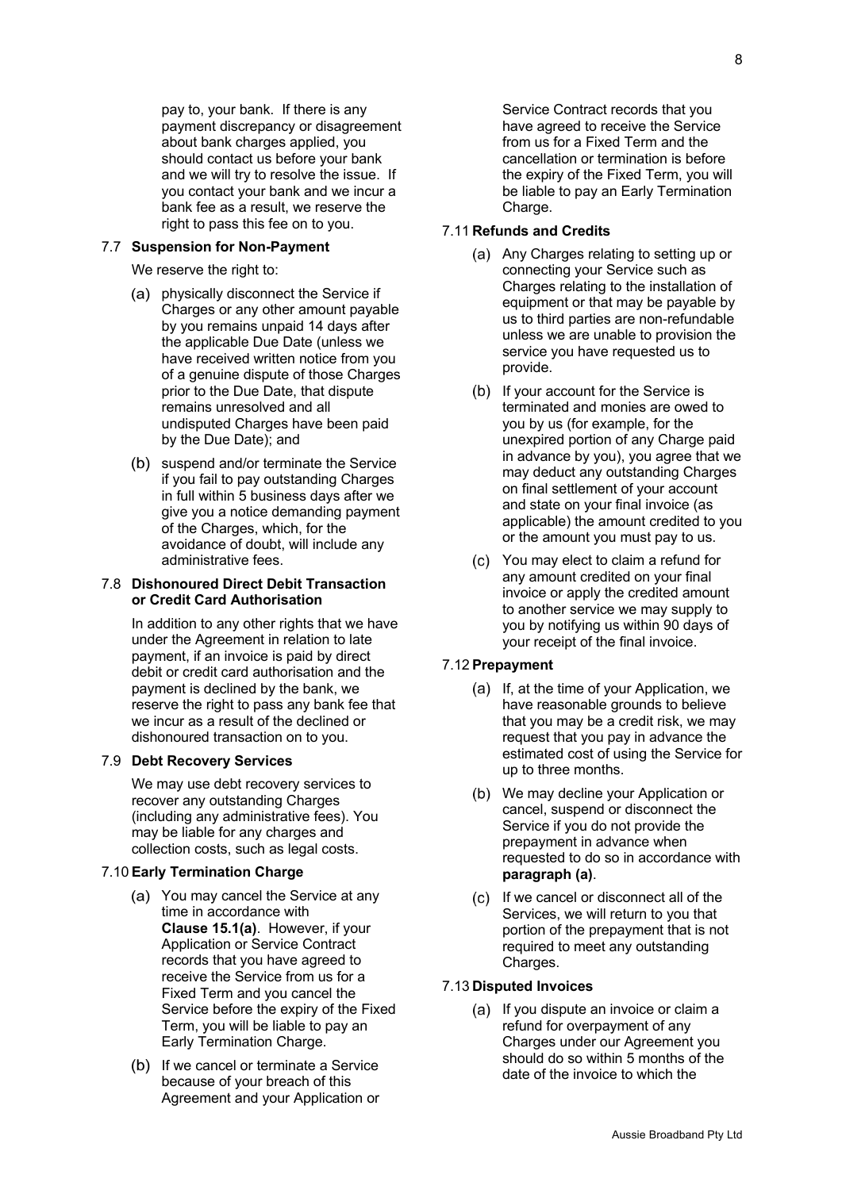pay to, your bank. If there is any payment discrepancy or disagreement about bank charges applied, you should contact us before your bank and we will try to resolve the issue. If you contact your bank and we incur a bank fee as a result, we reserve the right to pass this fee on to you.

### 7.7 Suspension for Non-Payment

We reserve the right to:

(a) physically disconnect the Service if Charges or any other amount payable by you remains unpaid 14 days after the applicable Due Date (unless we have received written notice from you of a genuine dispute of those Charges prior to the Due Date, that dispute remains unresolved and all undisputed Charges have been paid by the Due Date); and

(b) suspend and/or terminate the Service if you fail to pay outstanding Charges in full within 5 business days after we give you a notice demanding payment of the Charges, which, for the avoidance of doubt, will include any administrative fees.

### 7.8 Dishonoured Direct Debit Transaction or Credit Card Authorisation

In addition to any other rights that we have under the Agreement in relation to late payment, if an invoice is paid by direct debit or credit card authorisation and the payment is declined by the bank, we reserve the right to pass any bank fee that we incur as a result of the declined or dishonoured transaction on to you.

### 7.9 Debt Recovery Services

We may use debt recovery services to recover any outstanding Charges (including any administrative fees). You may be liable for any charges and collection costs, such as legal costs.

### 7.10 Early Termination Charge

(a) You may cancel the Service at any time in accordance with **Clause 15.1(a)**. However, if your Application or Service Contract records that you have agreed to receive the Service from us for a Fixed Term and you cancel the Service before the expiry of the Fixed Term, you will be liable to pay an Early Termination Charge.

(b) If we cancel or terminate a Service because of your breach of this Agreement and your Application or Service Contract records that you have agreed to receive the Service from us for a Fixed Term and the cancellation or termination is before the expiry of the Fixed Term, you will be liable to pay an Early Termination Charge.

### 7.11 Refunds and Credits

(a) Any Charges relating to setting up or connecting your Service such as Charges relating to the installation of equipment or that may be payable by us to third parties are non-refundable unless we are unable to provision the service you have requested us to provide.

(b) If your account for the Service is terminated and monies are owed to you by us (for example, for the unexpired portion of any Charge paid in advance by you), you agree that we may deduct any outstanding Charges on final settlement of your account and state on your final invoice (as applicable) the amount credited to you or the amount you must pay to us.

(c) You may elect to claim a refund for any amount credited on your final invoice or apply the credited amount to another service we may supply to you by notifying us within 90 days of your receipt of the final invoice.

### 7.12 Prepayment

(a) If, at the time of your Application, we have reasonable grounds to believe that you may be a credit risk, we may request that you pay in advance the estimated cost of using the Service for up to three months.

(b) We may decline your Application or cancel, suspend or disconnect the Service if you do not provide the prepayment in advance when requested to do so in accordance with **paragraph (a)**.

(c) If we cancel or disconnect all of the Services, we will return to you that portion of the prepayment that is not required to meet any outstanding Charges.

### 7.13 Disputed Invoices

(a) If you dispute an invoice or claim a refund for overpayment of any Charges under our Agreement you should do so within 5 months of the date of the invoice to which the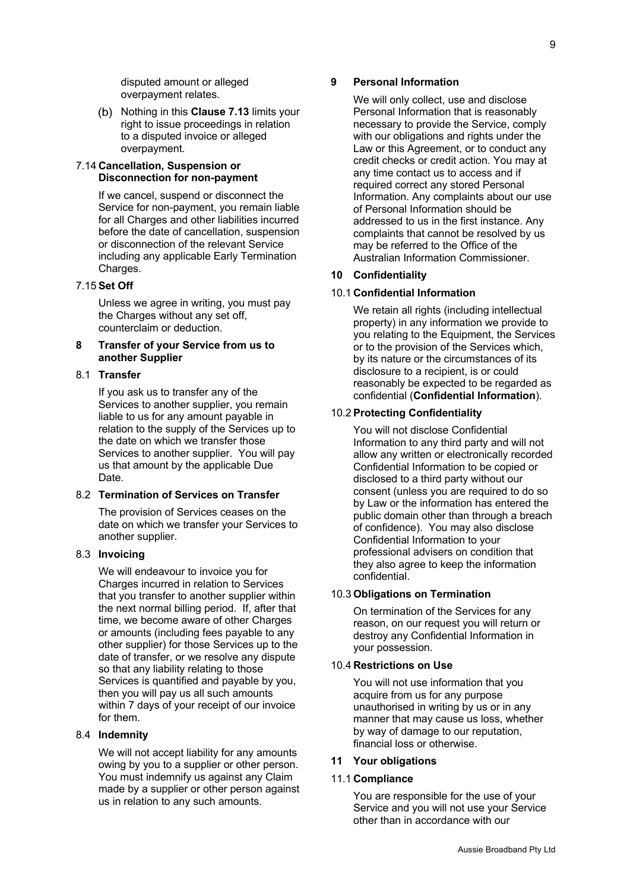disputed amount or alleged overpayment relates.

(b) Nothing in this **Clause 7.13** limits your right to issue proceedings in relation to a disputed invoice or alleged overpayment.

### 7.14 Cancellation, Suspension or Disconnection for non-payment

If we cancel, suspend or disconnect the Service for non-payment, you remain liable for all Charges and other liabilities incurred before the date of cancellation, suspension or disconnection of the relevant Service including any applicable Early Termination Charges.

### 7.15 Set Off

Unless we agree in writing, you must pay the Charges without any set off, counterclaim or deduction.

## 8 Transfer of your Service from us to another Supplier

### 8.1 Transfer

If you ask us to transfer any of the Services to another supplier, you remain liable to us for any amount payable in relation to the supply of the Services up to the date on which we transfer those Services to another supplier. You will pay us that amount by the applicable Due Date.

### 8.2 Termination of Services on Transfer

The provision of Services ceases on the date on which we transfer your Services to another supplier.

### 8.3 Invoicing

We will endeavour to invoice you for Charges incurred in relation to Services that you transfer to another supplier within the next normal billing period. If, after that time, we become aware of other Charges or amounts (including fees payable to any other supplier) for those Services up to the date of transfer, or we resolve any dispute so that any liability relating to those Services is quantified and payable by you, then you will pay us all such amounts within 7 days of your receipt of our invoice for them.

### 8.4 Indemnity

We will not accept liability for any amounts owing by you to a supplier or other person. You must indemnify us against any Claim made by a supplier or other person against us in relation to any such amounts.

## 9 Personal Information

We will only collect, use and disclose Personal Information that is reasonably necessary to provide the Service, comply with our obligations and rights under the Law or this Agreement, or to conduct any credit checks or credit action. You may at any time contact us to access and if required correct any stored Personal Information. Any complaints about our use of Personal Information should be addressed to us in the first instance. Any complaints that cannot be resolved by us may be referred to the Office of the Australian Information Commissioner.

## 10 Confidentiality

### 10.1 Confidential Information

We retain all rights (including intellectual property) in any information we provide to you relating to the Equipment, the Services or to the provision of the Services which, by its nature or the circumstances of its disclosure to a recipient, is or could reasonably be expected to be regarded as confidential (**Confidential Information**).

### 10.2 Protecting Confidentiality

You will not disclose Confidential Information to any third party and will not allow any written or electronically recorded Confidential Information to be copied or disclosed to a third party without our consent (unless you are required to do so by Law or the information has entered the public domain other than through a breach of confidence). You may also disclose Confidential Information to your professional advisers on condition that they also agree to keep the information confidential.

### 10.3 Obligations on Termination

On termination of the Services for any reason, on our request you will return or destroy any Confidential Information in your possession.

### 10.4 Restrictions on Use

You will not use information that you acquire from us for any purpose unauthorised in writing by us or in any manner that may cause us loss, whether by way of damage to our reputation, financial loss or otherwise.

## 11 Your obligations

### 11.1 Compliance

You are responsible for the use of your Service and you will not use your Service other than in accordance with our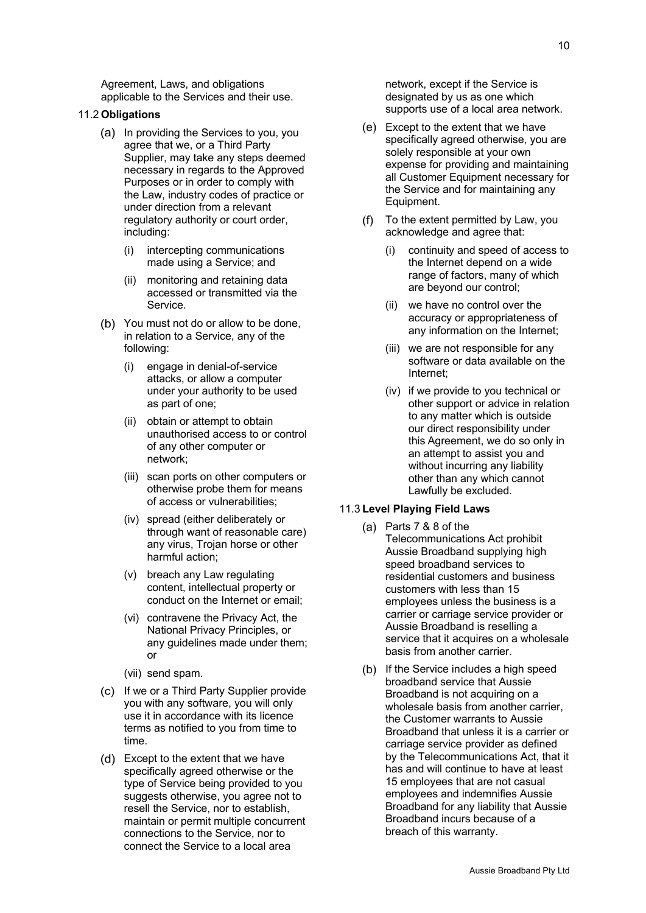Agreement, Laws, and obligations applicable to the Services and their use.

### 11.2 Obligations

(a) In providing the Services to you, you agree that we, or a Third Party Supplier, may take any steps deemed necessary in regards to the Approved Purposes or in order to comply with the Law, industry codes of practice or under direction from a relevant regulatory authority or court order, including:

   (i) intercepting communications made using a Service; and

   (ii) monitoring and retaining data accessed or transmitted via the Service.

(b) You must not do or allow to be done, in relation to a Service, any of the following:

   (i) engage in denial-of-service attacks, or allow a computer under your authority to be used as part of one;

   (ii) obtain or attempt to obtain unauthorised access to or control of any other computer or network;

   (iii) scan ports on other computers or otherwise probe them for means of access or vulnerabilities;

   (iv) spread (either deliberately or through want of reasonable care) any virus, Trojan horse or other harmful action;

   (v) breach any Law regulating content, intellectual property or conduct on the Internet or email;

   (vi) contravene the Privacy Act, the National Privacy Principles, or any guidelines made under them; or

   (vii) send spam.

(c) If we or a Third Party Supplier provide you with any software, you will only use it in accordance with its licence terms as notified to you from time to time.

(d) Except to the extent that we have specifically agreed otherwise or the type of Service being provided to you suggests otherwise, you agree not to resell the Service, nor to establish, maintain or permit multiple concurrent connections to the Service, nor to connect the Service to a local area network, except if the Service is designated by us as one which supports use of a local area network.

(e) Except to the extent that we have specifically agreed otherwise, you are solely responsible at your own expense for providing and maintaining all Customer Equipment necessary for the Service and for maintaining any Equipment.

(f) To the extent permitted by Law, you acknowledge and agree that:

   (i) continuity and speed of access to the Internet depend on a wide range of factors, many of which are beyond our control;

   (ii) we have no control over the accuracy or appropriateness of any information on the Internet;

   (iii) we are not responsible for any software or data available on the Internet;

   (iv) if we provide to you technical or other support or advice in relation to any matter which is outside our direct responsibility under this Agreement, we do so only in an attempt to assist you and without incurring any liability other than any which cannot Lawfully be excluded.

### 11.3 Level Playing Field Laws

(a) Parts 7 & 8 of the Telecommunications Act prohibit Aussie Broadband supplying high speed broadband services to residential customers and business customers with less than 15 employees unless the business is a carrier or carriage service provider or Aussie Broadband is reselling a service that it acquires on a wholesale basis from another carrier.

(b) If the Service includes a high speed broadband service that Aussie Broadband is not acquiring on a wholesale basis from another carrier, the Customer warrants to Aussie Broadband that unless it is a carrier or carriage service provider as defined by the Telecommunications Act, that it has and will continue to have at least 15 employees that are not casual employees and indemnifies Aussie Broadband for any liability that Aussie Broadband incurs because of a breach of this warranty.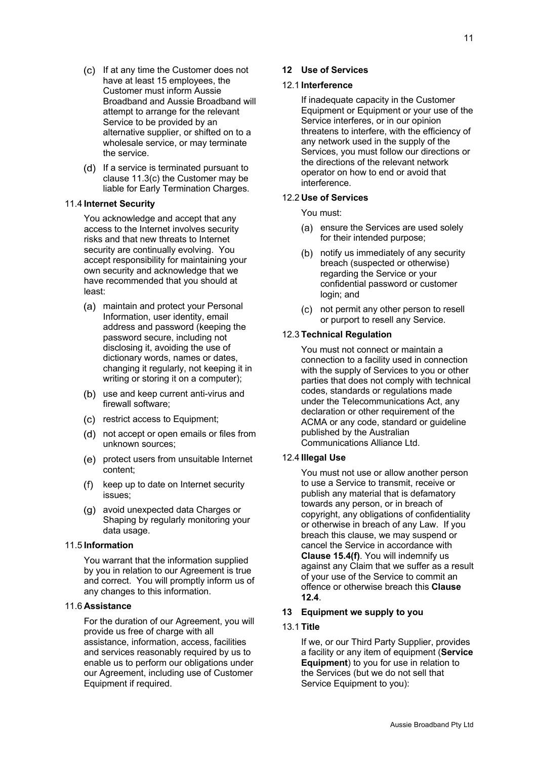(c) If at any time the Customer does not have at least 15 employees, the Customer must inform Aussie Broadband and Aussie Broadband will attempt to arrange for the relevant Service to be provided by an alternative supplier, or shifted on to a wholesale service, or may terminate the service.

(d) If a service is terminated pursuant to clause 11.3(c) the Customer may be liable for Early Termination Charges.

### 11.4 Internet Security

You acknowledge and accept that any access to the Internet involves security risks and that new threats to Internet security are continually evolving. You accept responsibility for maintaining your own security and acknowledge that we have recommended that you should at least:

(a) maintain and protect your Personal Information, user identity, email address and password (keeping the password secure, including not disclosing it, avoiding the use of dictionary words, names or dates, changing it regularly, not keeping it in writing or storing it on a computer);

(b) use and keep current anti-virus and firewall software;

(c) restrict access to Equipment;

(d) not accept or open emails or files from unknown sources;

(e) protect users from unsuitable Internet content;

(f) keep up to date on Internet security issues;

(g) avoid unexpected data Charges or Shaping by regularly monitoring your data usage.

### 11.5 Information

You warrant that the information supplied by you in relation to our Agreement is true and correct. You will promptly inform us of any changes to this information.

### 11.6 Assistance

For the duration of our Agreement, you will provide us free of charge with all assistance, information, access, facilities and services reasonably required by us to enable us to perform our obligations under our Agreement, including use of Customer Equipment if required.

## 12 Use of Services

### 12.1 Interference

If inadequate capacity in the Customer Equipment or Equipment or your use of the Service interferes, or in our opinion threatens to interfere, with the efficiency of any network used in the supply of the Services, you must follow our directions or the directions of the relevant network operator on how to end or avoid that interference.

### 12.2 Use of Services

You must:

(a) ensure the Services are used solely for their intended purpose;

(b) notify us immediately of any security breach (suspected or otherwise) regarding the Service or your confidential password or customer login; and

(c) not permit any other person to resell or purport to resell any Service.

### 12.3 Technical Regulation

You must not connect or maintain a connection to a facility used in connection with the supply of Services to you or other parties that does not comply with technical codes, standards or regulations made under the Telecommunications Act, any declaration or other requirement of the ACMA or any code, standard or guideline published by the Australian Communications Alliance Ltd.

### 12.4 Illegal Use

You must not use or allow another person to use a Service to transmit, receive or publish any material that is defamatory towards any person, or in breach of copyright, any obligations of confidentiality or otherwise in breach of any Law. If you breach this clause, we may suspend or cancel the Service in accordance with **Clause 15.4(f)**. You will indemnify us against any Claim that we suffer as a result of your use of the Service to commit an offence or otherwise breach this **Clause 12.4**.

## 13 Equipment we supply to you

### 13.1 Title

If we, or our Third Party Supplier, provides a facility or any item of equipment (**Service Equipment**) to you for use in relation to the Services (but we do not sell that Service Equipment to you):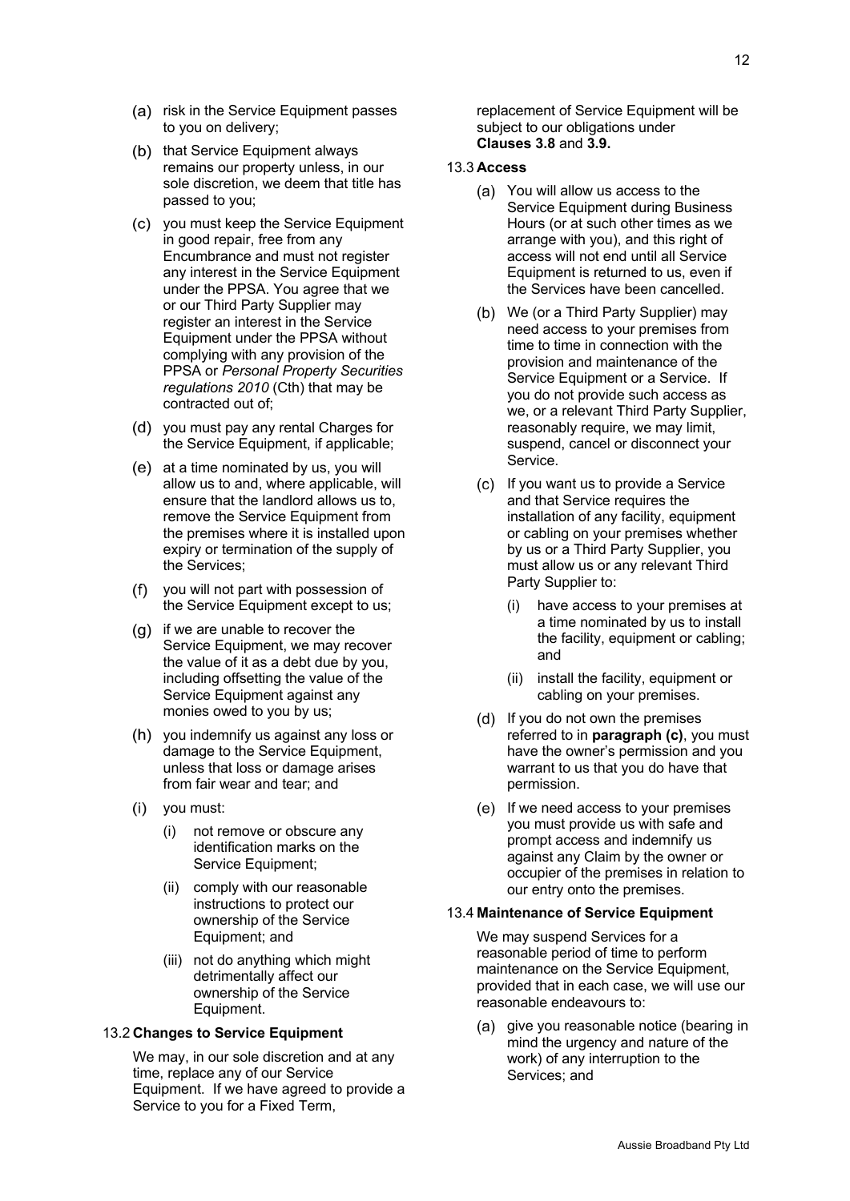(a) risk in the Service Equipment passes to you on delivery;

(b) that Service Equipment always remains our property unless, in our sole discretion, we deem that title has passed to you;

(c) you must keep the Service Equipment in good repair, free from any Encumbrance and must not register any interest in the Service Equipment under the PPSA. You agree that we or our Third Party Supplier may register an interest in the Service Equipment under the PPSA without complying with any provision of the PPSA or *Personal Property Securities regulations 2010* (Cth) that may be contracted out of;

(d) you must pay any rental Charges for the Service Equipment, if applicable;

(e) at a time nominated by us, you will allow us to and, where applicable, will ensure that the landlord allows us to, remove the Service Equipment from the premises where it is installed upon expiry or termination of the supply of the Services;

(f) you will not part with possession of the Service Equipment except to us;

(g) if we are unable to recover the Service Equipment, we may recover the value of it as a debt due by you, including offsetting the value of the Service Equipment against any monies owed to you by us;

(h) you indemnify us against any loss or damage to the Service Equipment, unless that loss or damage arises from fair wear and tear; and

(i) you must:

   (i) not remove or obscure any identification marks on the Service Equipment;

   (ii) comply with our reasonable instructions to protect our ownership of the Service Equipment; and

   (iii) not do anything which might detrimentally affect our ownership of the Service Equipment.

13.2 **Changes to Service Equipment**

We may, in our sole discretion and at any time, replace any of our Service Equipment. If we have agreed to provide a Service to you for a Fixed Term, replacement of Service Equipment will be subject to our obligations under **Clauses 3.8** and **3.9.**

13.3 **Access**

(a) You will allow us access to the Service Equipment during Business Hours (or at such other times as we arrange with you), and this right of access will not end until all Service Equipment is returned to us, even if the Services have been cancelled.

(b) We (or a Third Party Supplier) may need access to your premises from time to time in connection with the provision and maintenance of the Service Equipment or a Service. If you do not provide such access as we, or a relevant Third Party Supplier, reasonably require, we may limit, suspend, cancel or disconnect your Service.

(c) If you want us to provide a Service and that Service requires the installation of any facility, equipment or cabling on your premises whether by us or a Third Party Supplier, you must allow us or any relevant Third Party Supplier to:

   (i) have access to your premises at a time nominated by us to install the facility, equipment or cabling; and

   (ii) install the facility, equipment or cabling on your premises.

(d) If you do not own the premises referred to in **paragraph (c)**, you must have the owner's permission and you warrant to us that you do have that permission.

(e) If we need access to your premises you must provide us with safe and prompt access and indemnify us against any Claim by the owner or occupier of the premises in relation to our entry onto the premises.

13.4 **Maintenance of Service Equipment**

We may suspend Services for a reasonable period of time to perform maintenance on the Service Equipment, provided that in each case, we will use our reasonable endeavours to:

(a) give you reasonable notice (bearing in mind the urgency and nature of the work) of any interruption to the Services; and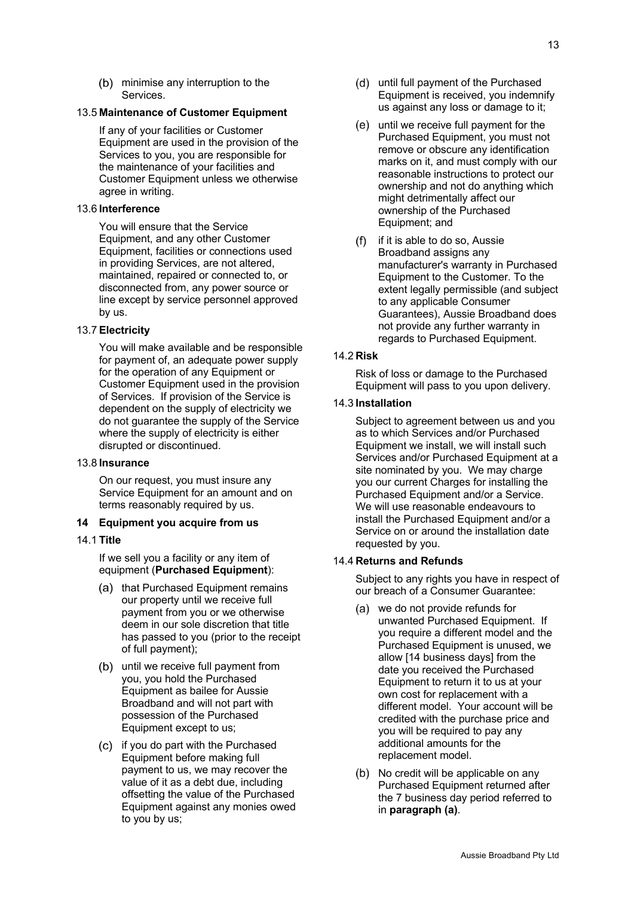(b) minimise any interruption to the Services.

### 13.5 Maintenance of Customer Equipment

If any of your facilities or Customer Equipment are used in the provision of the Services to you, you are responsible for the maintenance of your facilities and Customer Equipment unless we otherwise agree in writing.

### 13.6 Interference

You will ensure that the Service Equipment, and any other Customer Equipment, facilities or connections used in providing Services, are not altered, maintained, repaired or connected to, or disconnected from, any power source or line except by service personnel approved by us.

### 13.7 Electricity

You will make available and be responsible for payment of, an adequate power supply for the operation of any Equipment or Customer Equipment used in the provision of Services. If provision of the Service is dependent on the supply of electricity we do not guarantee the supply of the Service where the supply of electricity is either disrupted or discontinued.

### 13.8 Insurance

On our request, you must insure any Service Equipment for an amount and on terms reasonably required by us.

## 14 Equipment you acquire from us

### 14.1 Title

If we sell you a facility or any item of equipment (**Purchased Equipment**):

(a) that Purchased Equipment remains our property until we receive full payment from you or we otherwise deem in our sole discretion that title has passed to you (prior to the receipt of full payment);

(b) until we receive full payment from you, you hold the Purchased Equipment as bailee for Aussie Broadband and will not part with possession of the Purchased Equipment except to us;

(c) if you do part with the Purchased Equipment before making full payment to us, we may recover the value of it as a debt due, including offsetting the value of the Purchased Equipment against any monies owed to you by us;

(d) until full payment of the Purchased Equipment is received, you indemnify us against any loss or damage to it;

(e) until we receive full payment for the Purchased Equipment, you must not remove or obscure any identification marks on it, and must comply with our reasonable instructions to protect our ownership and not do anything which might detrimentally affect our ownership of the Purchased Equipment; and

(f) if it is able to do so, Aussie Broadband assigns any manufacturer's warranty in Purchased Equipment to the Customer. To the extent legally permissible (and subject to any applicable Consumer Guarantees), Aussie Broadband does not provide any further warranty in regards to Purchased Equipment.

### 14.2 Risk

Risk of loss or damage to the Purchased Equipment will pass to you upon delivery.

### 14.3 Installation

Subject to agreement between us and you as to which Services and/or Purchased Equipment we install, we will install such Services and/or Purchased Equipment at a site nominated by you. We may charge you our current Charges for installing the Purchased Equipment and/or a Service. We will use reasonable endeavours to install the Purchased Equipment and/or a Service on or around the installation date requested by you.

### 14.4 Returns and Refunds

Subject to any rights you have in respect of our breach of a Consumer Guarantee:

(a) we do not provide refunds for unwanted Purchased Equipment. If you require a different model and the Purchased Equipment is unused, we allow [14 business days] from the date you received the Purchased Equipment to return it to us at your own cost for replacement with a different model. Your account will be credited with the purchase price and you will be required to pay any additional amounts for the replacement model.

(b) No credit will be applicable on any Purchased Equipment returned after the 7 business day period referred to in **paragraph (a)**.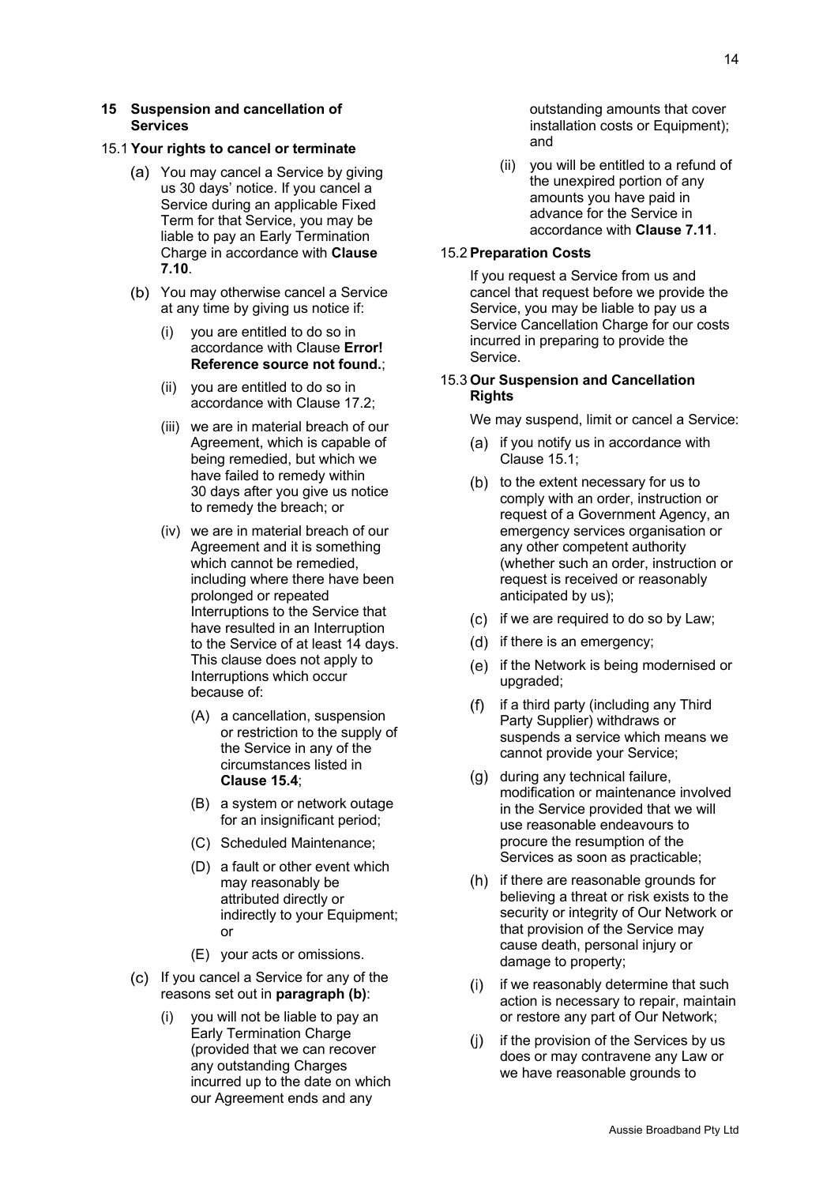## 15 Suspension and cancellation of Services

### 15.1 Your rights to cancel or terminate

(a) You may cancel a Service by giving us 30 days' notice. If you cancel a Service during an applicable Fixed Term for that Service, you may be liable to pay an Early Termination Charge in accordance with **Clause 7.10**.

(b) You may otherwise cancel a Service at any time by giving us notice if:

- (i) you are entitled to do so in accordance with Clause **Error! Reference source not found.**;
- (ii) you are entitled to do so in accordance with Clause 17.2;
- (iii) we are in material breach of our Agreement, which is capable of being remedied, but which we have failed to remedy within 30 days after you give us notice to remedy the breach; or
- (iv) we are in material breach of our Agreement and it is something which cannot be remedied, including where there have been prolonged or repeated Interruptions to the Service that have resulted in an Interruption to the Service of at least 14 days. This clause does not apply to Interruptions which occur because of:
  - (A) a cancellation, suspension or restriction to the supply of the Service in any of the circumstances listed in **Clause 15.4**;
  - (B) a system or network outage for an insignificant period;
  - (C) Scheduled Maintenance;
  - (D) a fault or other event which may reasonably be attributed directly or indirectly to your Equipment; or
  - (E) your acts or omissions.

(c) If you cancel a Service for any of the reasons set out in **paragraph (b)**:

- (i) you will not be liable to pay an Early Termination Charge (provided that we can recover any outstanding Charges incurred up to the date on which our Agreement ends and any outstanding amounts that cover installation costs or Equipment); and
- (ii) you will be entitled to a refund of the unexpired portion of any amounts you have paid in advance for the Service in accordance with **Clause 7.11**.

### 15.2 Preparation Costs

If you request a Service from us and cancel that request before we provide the Service, you may be liable to pay us a Service Cancellation Charge for our costs incurred in preparing to provide the Service.

### 15.3 Our Suspension and Cancellation Rights

We may suspend, limit or cancel a Service:

(a) if you notify us in accordance with Clause 15.1;

(b) to the extent necessary for us to comply with an order, instruction or request of a Government Agency, an emergency services organisation or any other competent authority (whether such an order, instruction or request is received or reasonably anticipated by us);

(c) if we are required to do so by Law;

(d) if there is an emergency;

(e) if the Network is being modernised or upgraded;

(f) if a third party (including any Third Party Supplier) withdraws or suspends a service which means we cannot provide your Service;

(g) during any technical failure, modification or maintenance involved in the Service provided that we will use reasonable endeavours to procure the resumption of the Services as soon as practicable;

(h) if there are reasonable grounds for believing a threat or risk exists to the security or integrity of Our Network or that provision of the Service may cause death, personal injury or damage to property;

(i) if we reasonably determine that such action is necessary to repair, maintain or restore any part of Our Network;

(j) if the provision of the Services by us does or may contravene any Law or we have reasonable grounds to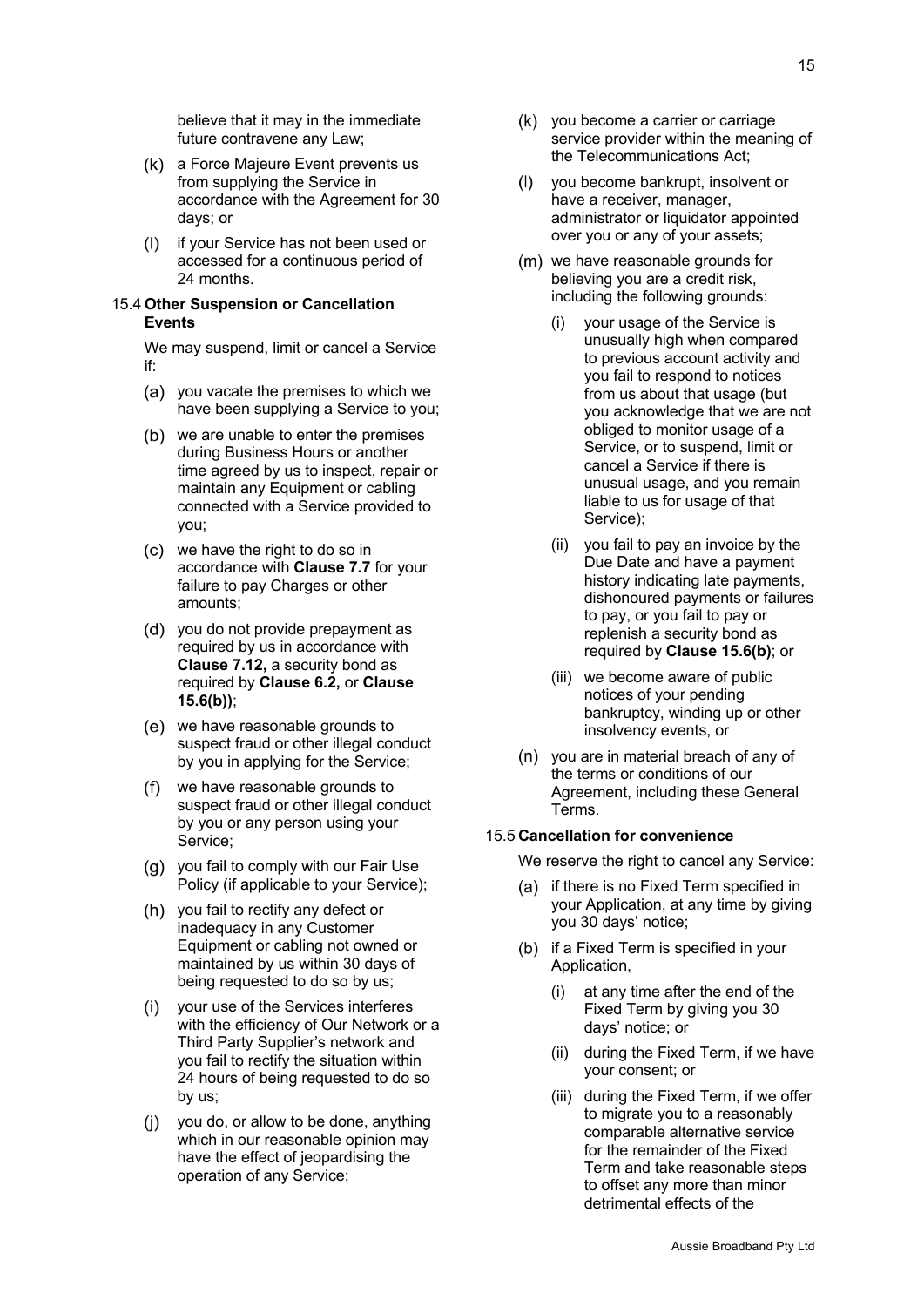believe that it may in the immediate future contravene any Law;

(k) a Force Majeure Event prevents us from supplying the Service in accordance with the Agreement for 30 days; or

(l) if your Service has not been used or accessed for a continuous period of 24 months.

### 15.4 Other Suspension or Cancellation Events

We may suspend, limit or cancel a Service if:

(a) you vacate the premises to which we have been supplying a Service to you;

(b) we are unable to enter the premises during Business Hours or another time agreed by us to inspect, repair or maintain any Equipment or cabling connected with a Service provided to you;

(c) we have the right to do so in accordance with **Clause 7.7** for your failure to pay Charges or other amounts;

(d) you do not provide prepayment as required by us in accordance with **Clause 7.12,** a security bond as required by **Clause 6.2,** or **Clause 15.6(b))**;

(e) we have reasonable grounds to suspect fraud or other illegal conduct by you in applying for the Service;

(f) we have reasonable grounds to suspect fraud or other illegal conduct by you or any person using your Service;

(g) you fail to comply with our Fair Use Policy (if applicable to your Service);

(h) you fail to rectify any defect or inadequacy in any Customer Equipment or cabling not owned or maintained by us within 30 days of being requested to do so by us;

(i) your use of the Services interferes with the efficiency of Our Network or a Third Party Supplier's network and you fail to rectify the situation within 24 hours of being requested to do so by us;

(j) you do, or allow to be done, anything which in our reasonable opinion may have the effect of jeopardising the operation of any Service;

(k) you become a carrier or carriage service provider within the meaning of the Telecommunications Act;

(l) you become bankrupt, insolvent or have a receiver, manager, administrator or liquidator appointed over you or any of your assets;

(m) we have reasonable grounds for believing you are a credit risk, including the following grounds:

   (i) your usage of the Service is unusually high when compared to previous account activity and you fail to respond to notices from us about that usage (but you acknowledge that we are not obliged to monitor usage of a Service, or to suspend, limit or cancel a Service if there is unusual usage, and you remain liable to us for usage of that Service);

   (ii) you fail to pay an invoice by the Due Date and have a payment history indicating late payments, dishonoured payments or failures to pay, or you fail to pay or replenish a security bond as required by **Clause 15.6(b)**; or

   (iii) we become aware of public notices of your pending bankruptcy, winding up or other insolvency events, or

(n) you are in material breach of any of the terms or conditions of our Agreement, including these General Terms.

### 15.5 Cancellation for convenience

We reserve the right to cancel any Service:

(a) if there is no Fixed Term specified in your Application, at any time by giving you 30 days' notice;

(b) if a Fixed Term is specified in your Application,

   (i) at any time after the end of the Fixed Term by giving you 30 days' notice; or

   (ii) during the Fixed Term, if we have your consent; or

   (iii) during the Fixed Term, if we offer to migrate you to a reasonably comparable alternative service for the remainder of the Fixed Term and take reasonable steps to offset any more than minor detrimental effects of the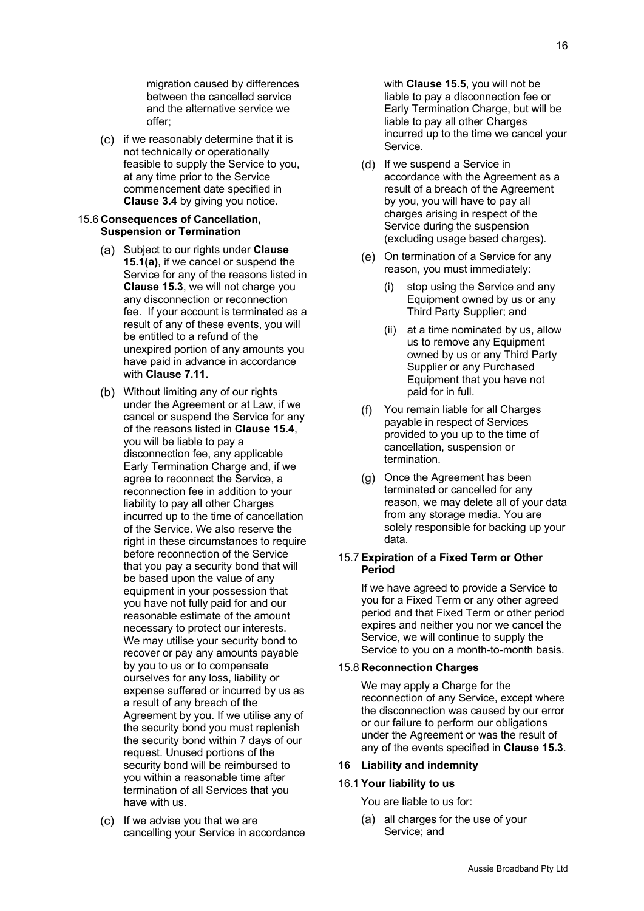migration caused by differences between the cancelled service and the alternative service we offer;

(c) if we reasonably determine that it is not technically or operationally feasible to supply the Service to you, at any time prior to the Service commencement date specified in **Clause 3.4** by giving you notice.

15.6 **Consequences of Cancellation, Suspension or Termination**

(a) Subject to our rights under **Clause 15.1(a)**, if we cancel or suspend the Service for any of the reasons listed in **Clause 15.3**, we will not charge you any disconnection or reconnection fee. If your account is terminated as a result of any of these events, you will be entitled to a refund of the unexpired portion of any amounts you have paid in advance in accordance with **Clause 7.11.**

(b) Without limiting any of our rights under the Agreement or at Law, if we cancel or suspend the Service for any of the reasons listed in **Clause 15.4**, you will be liable to pay a disconnection fee, any applicable Early Termination Charge and, if we agree to reconnect the Service, a reconnection fee in addition to your liability to pay all other Charges incurred up to the time of cancellation of the Service. We also reserve the right in these circumstances to require before reconnection of the Service that you pay a security bond that will be based upon the value of any equipment in your possession that you have not fully paid for and our reasonable estimate of the amount necessary to protect our interests. We may utilise your security bond to recover or pay any amounts payable by you to us or to compensate ourselves for any loss, liability or expense suffered or incurred by us as a result of any breach of the Agreement by you. If we utilise any of the security bond you must replenish the security bond within 7 days of our request. Unused portions of the security bond will be reimbursed to you within a reasonable time after termination of all Services that you have with us.

(c) If we advise you that we are cancelling your Service in accordance with **Clause 15.5**, you will not be liable to pay a disconnection fee or Early Termination Charge, but will be liable to pay all other Charges incurred up to the time we cancel your Service.

(d) If we suspend a Service in accordance with the Agreement as a result of a breach of the Agreement by you, you will have to pay all charges arising in respect of the Service during the suspension (excluding usage based charges).

(e) On termination of a Service for any reason, you must immediately:

   (i) stop using the Service and any Equipment owned by us or any Third Party Supplier; and

   (ii) at a time nominated by us, allow us to remove any Equipment owned by us or any Third Party Supplier or any Purchased Equipment that you have not paid for in full.

(f) You remain liable for all Charges payable in respect of Services provided to you up to the time of cancellation, suspension or termination.

(g) Once the Agreement has been terminated or cancelled for any reason, we may delete all of your data from any storage media. You are solely responsible for backing up your data.

15.7 **Expiration of a Fixed Term or Other Period**

If we have agreed to provide a Service to you for a Fixed Term or any other agreed period and that Fixed Term or other period expires and neither you nor we cancel the Service, we will continue to supply the Service to you on a month-to-month basis.

15.8 **Reconnection Charges**

We may apply a Charge for the reconnection of any Service, except where the disconnection was caused by our error or our failure to perform our obligations under the Agreement or was the result of any of the events specified in **Clause 15.3**.

## 16 Liability and indemnity

16.1 **Your liability to us**

You are liable to us for:

(a) all charges for the use of your Service; and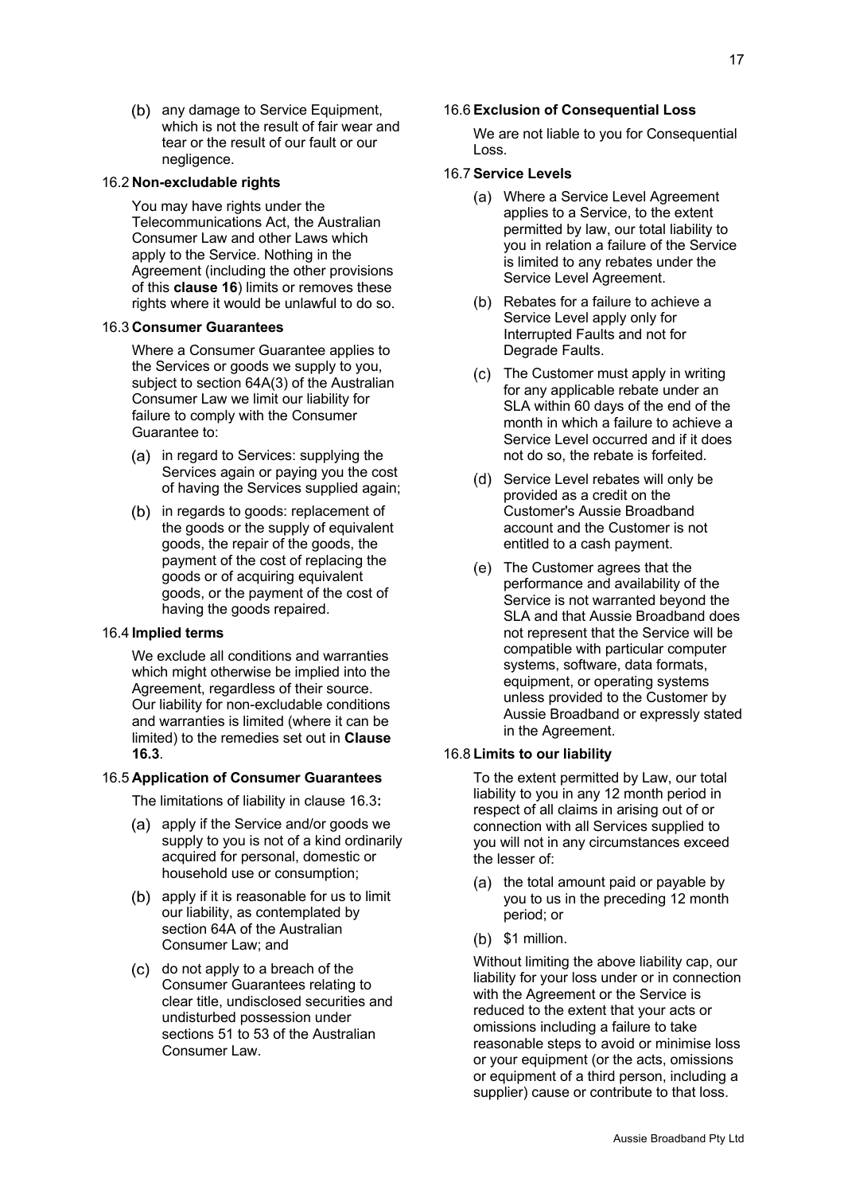(b) any damage to Service Equipment, which is not the result of fair wear and tear or the result of our fault or our negligence.

### 16.2 Non-excludable rights

You may have rights under the Telecommunications Act, the Australian Consumer Law and other Laws which apply to the Service. Nothing in the Agreement (including the other provisions of this **clause 16**) limits or removes these rights where it would be unlawful to do so.

### 16.3 Consumer Guarantees

Where a Consumer Guarantee applies to the Services or goods we supply to you, subject to section 64A(3) of the Australian Consumer Law we limit our liability for failure to comply with the Consumer Guarantee to:

(a) in regard to Services: supplying the Services again or paying you the cost of having the Services supplied again;

(b) in regards to goods: replacement of the goods or the supply of equivalent goods, the repair of the goods, the payment of the cost of replacing the goods or of acquiring equivalent goods, or the payment of the cost of having the goods repaired.

### 16.4 Implied terms

We exclude all conditions and warranties which might otherwise be implied into the Agreement, regardless of their source. Our liability for non-excludable conditions and warranties is limited (where it can be limited) to the remedies set out in **Clause 16.3**.

### 16.5 Application of Consumer Guarantees

The limitations of liability in clause 16.3**:**

(a) apply if the Service and/or goods we supply to you is not of a kind ordinarily acquired for personal, domestic or household use or consumption;

(b) apply if it is reasonable for us to limit our liability, as contemplated by section 64A of the Australian Consumer Law; and

(c) do not apply to a breach of the Consumer Guarantees relating to clear title, undisclosed securities and undisturbed possession under sections 51 to 53 of the Australian Consumer Law.

### 16.6 Exclusion of Consequential Loss

We are not liable to you for Consequential Loss.

### 16.7 Service Levels

(a) Where a Service Level Agreement applies to a Service, to the extent permitted by law, our total liability to you in relation a failure of the Service is limited to any rebates under the Service Level Agreement.

(b) Rebates for a failure to achieve a Service Level apply only for Interrupted Faults and not for Degrade Faults.

(c) The Customer must apply in writing for any applicable rebate under an SLA within 60 days of the end of the month in which a failure to achieve a Service Level occurred and if it does not do so, the rebate is forfeited.

(d) Service Level rebates will only be provided as a credit on the Customer's Aussie Broadband account and the Customer is not entitled to a cash payment.

(e) The Customer agrees that the performance and availability of the Service is not warranted beyond the SLA and that Aussie Broadband does not represent that the Service will be compatible with particular computer systems, software, data formats, equipment, or operating systems unless provided to the Customer by Aussie Broadband or expressly stated in the Agreement.

### 16.8 Limits to our liability

To the extent permitted by Law, our total liability to you in any 12 month period in respect of all claims in arising out of or connection with all Services supplied to you will not in any circumstances exceed the lesser of:

(a) the total amount paid or payable by you to us in the preceding 12 month period; or

(b) $1 million.

Without limiting the above liability cap, our liability for your loss under or in connection with the Agreement or the Service is reduced to the extent that your acts or omissions including a failure to take reasonable steps to avoid or minimise loss or your equipment (or the acts, omissions or equipment of a third person, including a supplier) cause or contribute to that loss.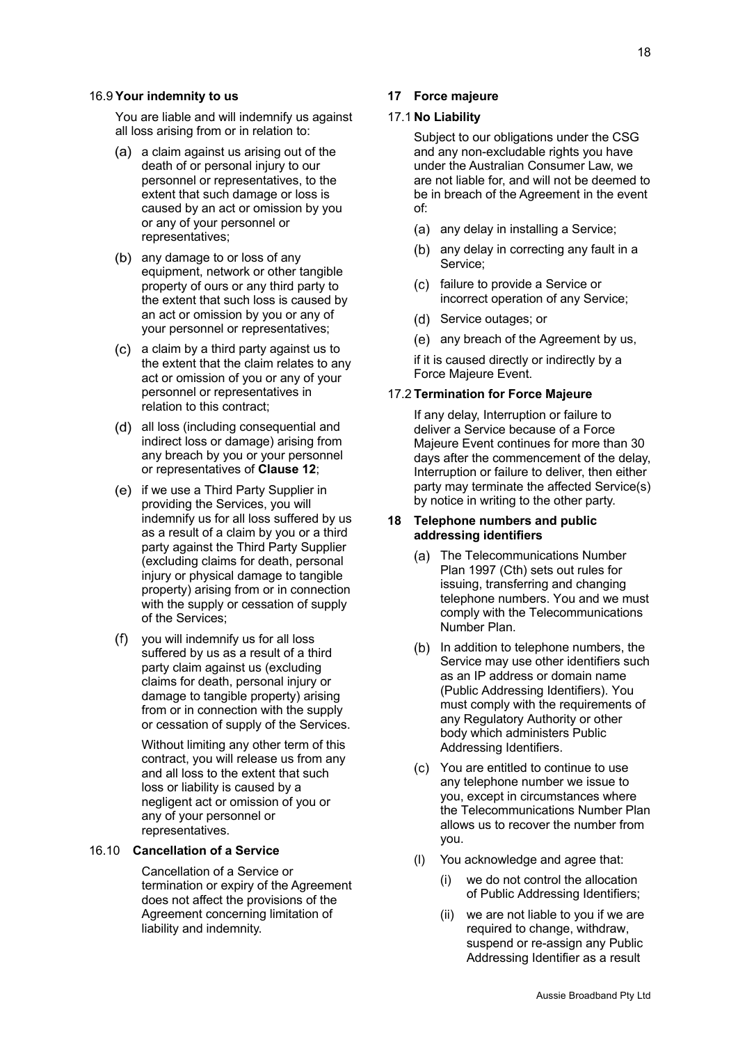### 16.9 Your indemnity to us

You are liable and will indemnify us against all loss arising from or in relation to:

(a) a claim against us arising out of the death of or personal injury to our personnel or representatives, to the extent that such damage or loss is caused by an act or omission by you or any of your personnel or representatives;

(b) any damage to or loss of any equipment, network or other tangible property of ours or any third party to the extent that such loss is caused by an act or omission by you or any of your personnel or representatives;

(c) a claim by a third party against us to the extent that the claim relates to any act or omission of you or any of your personnel or representatives in relation to this contract;

(d) all loss (including consequential and indirect loss or damage) arising from any breach by you or your personnel or representatives of **Clause 12**;

(e) if we use a Third Party Supplier in providing the Services, you will indemnify us for all loss suffered by us as a result of a claim by you or a third party against the Third Party Supplier (excluding claims for death, personal injury or physical damage to tangible property) arising from or in connection with the supply or cessation of supply of the Services;

(f) you will indemnify us for all loss suffered by us as a result of a third party claim against us (excluding claims for death, personal injury or damage to tangible property) arising from or in connection with the supply or cessation of supply of the Services.

Without limiting any other term of this contract, you will release us from any and all loss to the extent that such loss or liability is caused by a negligent act or omission of you or any of your personnel or representatives.

### 16.10 Cancellation of a Service

Cancellation of a Service or termination or expiry of the Agreement does not affect the provisions of the Agreement concerning limitation of liability and indemnity.

## 17 Force majeure

### 17.1 No Liability

Subject to our obligations under the CSG and any non-excludable rights you have under the Australian Consumer Law, we are not liable for, and will not be deemed to be in breach of the Agreement in the event of:

(a) any delay in installing a Service;

(b) any delay in correcting any fault in a Service;

(c) failure to provide a Service or incorrect operation of any Service;

(d) Service outages; or

(e) any breach of the Agreement by us,

if it is caused directly or indirectly by a Force Majeure Event.

### 17.2 Termination for Force Majeure

If any delay, Interruption or failure to deliver a Service because of a Force Majeure Event continues for more than 30 days after the commencement of the delay, Interruption or failure to deliver, then either party may terminate the affected Service(s) by notice in writing to the other party.

## 18 Telephone numbers and public addressing identifiers

(a) The Telecommunications Number Plan 1997 (Cth) sets out rules for issuing, transferring and changing telephone numbers. You and we must comply with the Telecommunications Number Plan.

(b) In addition to telephone numbers, the Service may use other identifiers such as an IP address or domain name (Public Addressing Identifiers). You must comply with the requirements of any Regulatory Authority or other body which administers Public Addressing Identifiers.

(c) You are entitled to continue to use any telephone number we issue to you, except in circumstances where the Telecommunications Number Plan allows us to recover the number from you.

(l) You acknowledge and agree that:

- (i) we do not control the allocation of Public Addressing Identifiers;
- (ii) we are not liable to you if we are required to change, withdraw, suspend or re-assign any Public Addressing Identifier as a result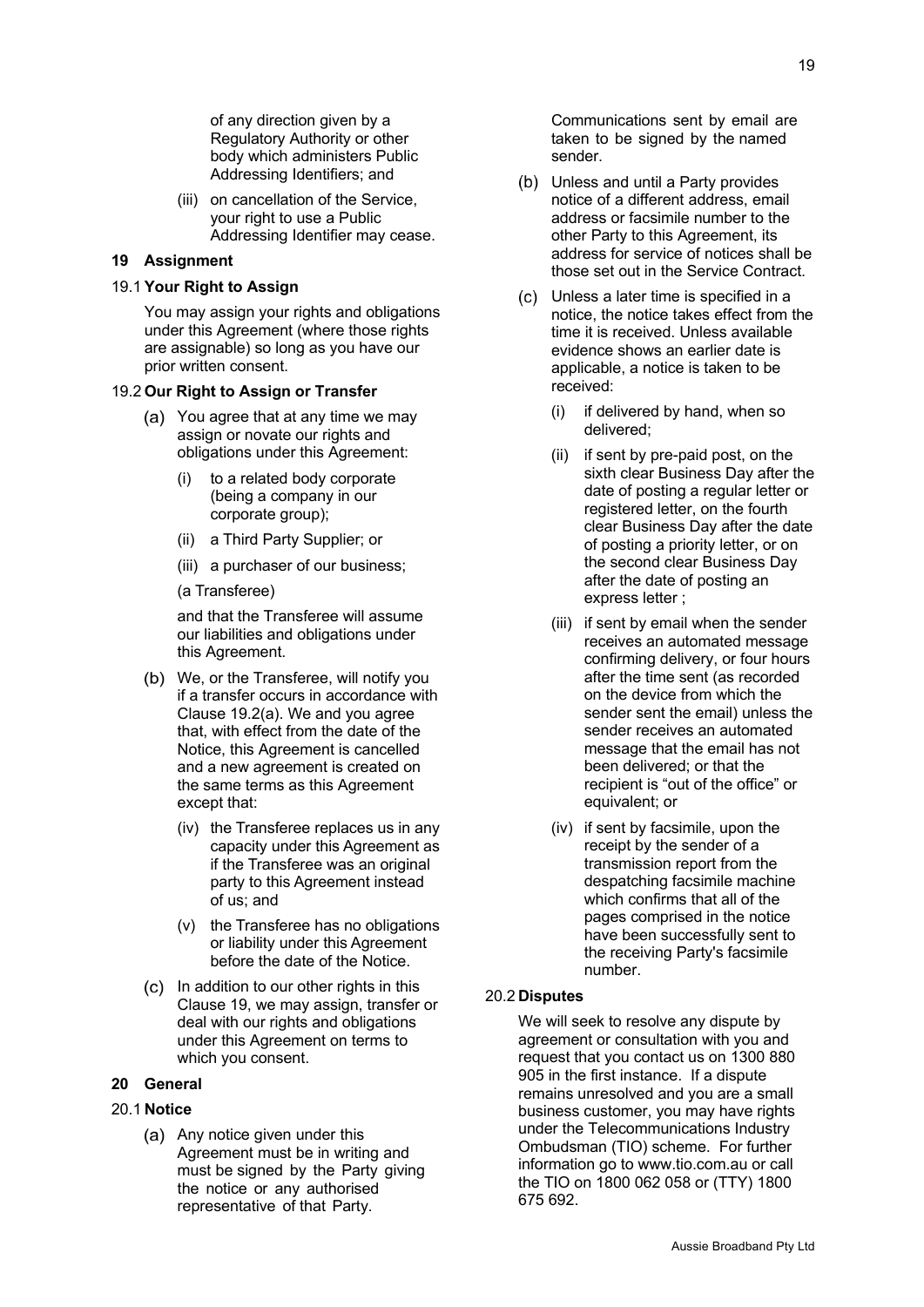of any direction given by a Regulatory Authority or other body which administers Public Addressing Identifiers; and

(iii) on cancellation of the Service, your right to use a Public Addressing Identifier may cease.

## 19 Assignment

### 19.1 Your Right to Assign

You may assign your rights and obligations under this Agreement (where those rights are assignable) so long as you have our prior written consent.

### 19.2 Our Right to Assign or Transfer

(a) You agree that at any time we may assign or novate our rights and obligations under this Agreement:

(i) to a related body corporate (being a company in our corporate group);

(ii) a Third Party Supplier; or

(iii) a purchaser of our business;

(a Transferee)

and that the Transferee will assume our liabilities and obligations under this Agreement.

(b) We, or the Transferee, will notify you if a transfer occurs in accordance with Clause 19.2(a). We and you agree that, with effect from the date of the Notice, this Agreement is cancelled and a new agreement is created on the same terms as this Agreement except that:

(iv) the Transferee replaces us in any capacity under this Agreement as if the Transferee was an original party to this Agreement instead of us; and

(v) the Transferee has no obligations or liability under this Agreement before the date of the Notice.

(c) In addition to our other rights in this Clause 19, we may assign, transfer or deal with our rights and obligations under this Agreement on terms to which you consent.

## 20 General

### 20.1 Notice

(a) Any notice given under this Agreement must be in writing and must be signed by the Party giving the notice or any authorised representative of that Party. Communications sent by email are taken to be signed by the named sender.

(b) Unless and until a Party provides notice of a different address, email address or facsimile number to the other Party to this Agreement, its address for service of notices shall be those set out in the Service Contract.

(c) Unless a later time is specified in a notice, the notice takes effect from the time it is received. Unless available evidence shows an earlier date is applicable, a notice is taken to be received:

(i) if delivered by hand, when so delivered;

(ii) if sent by pre-paid post, on the sixth clear Business Day after the date of posting a regular letter or registered letter, on the fourth clear Business Day after the date of posting a priority letter, or on the second clear Business Day after the date of posting an express letter ;

(iii) if sent by email when the sender receives an automated message confirming delivery, or four hours after the time sent (as recorded on the device from which the sender sent the email) unless the sender receives an automated message that the email has not been delivered; or that the recipient is “out of the office” or equivalent; or

(iv) if sent by facsimile, upon the receipt by the sender of a transmission report from the despatching facsimile machine which confirms that all of the pages comprised in the notice have been successfully sent to the receiving Party's facsimile number.

### 20.2 Disputes

We will seek to resolve any dispute by agreement or consultation with you and request that you contact us on 1300 880 905 in the first instance. If a dispute remains unresolved and you are a small business customer, you may have rights under the Telecommunications Industry Ombudsman (TIO) scheme. For further information go to www.tio.com.au or call the TIO on 1800 062 058 or (TTY) 1800 675 692.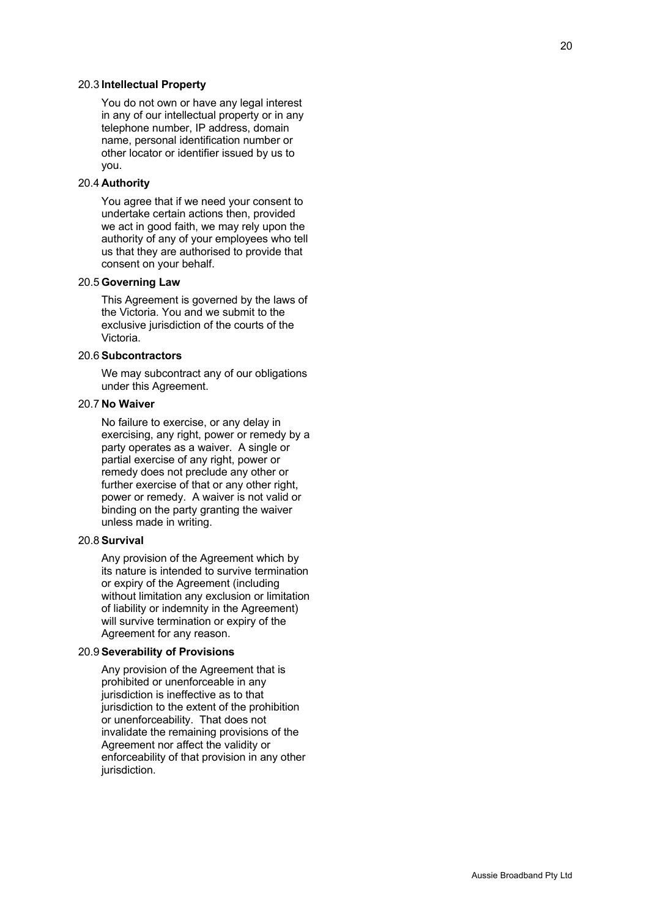### 20.3 Intellectual Property

You do not own or have any legal interest in any of our intellectual property or in any telephone number, IP address, domain name, personal identification number or other locator or identifier issued by us to you.

### 20.4 Authority

You agree that if we need your consent to undertake certain actions then, provided we act in good faith, we may rely upon the authority of any of your employees who tell us that they are authorised to provide that consent on your behalf.

### 20.5 Governing Law

This Agreement is governed by the laws of the Victoria. You and we submit to the exclusive jurisdiction of the courts of the Victoria.

### 20.6 Subcontractors

We may subcontract any of our obligations under this Agreement.

### 20.7 No Waiver

No failure to exercise, or any delay in exercising, any right, power or remedy by a party operates as a waiver. A single or partial exercise of any right, power or remedy does not preclude any other or further exercise of that or any other right, power or remedy. A waiver is not valid or binding on the party granting the waiver unless made in writing.

### 20.8 Survival

Any provision of the Agreement which by its nature is intended to survive termination or expiry of the Agreement (including without limitation any exclusion or limitation of liability or indemnity in the Agreement) will survive termination or expiry of the Agreement for any reason.

### 20.9 Severability of Provisions

Any provision of the Agreement that is prohibited or unenforceable in any jurisdiction is ineffective as to that jurisdiction to the extent of the prohibition or unenforceability. That does not invalidate the remaining provisions of the Agreement nor affect the validity or enforceability of that provision in any other jurisdiction.